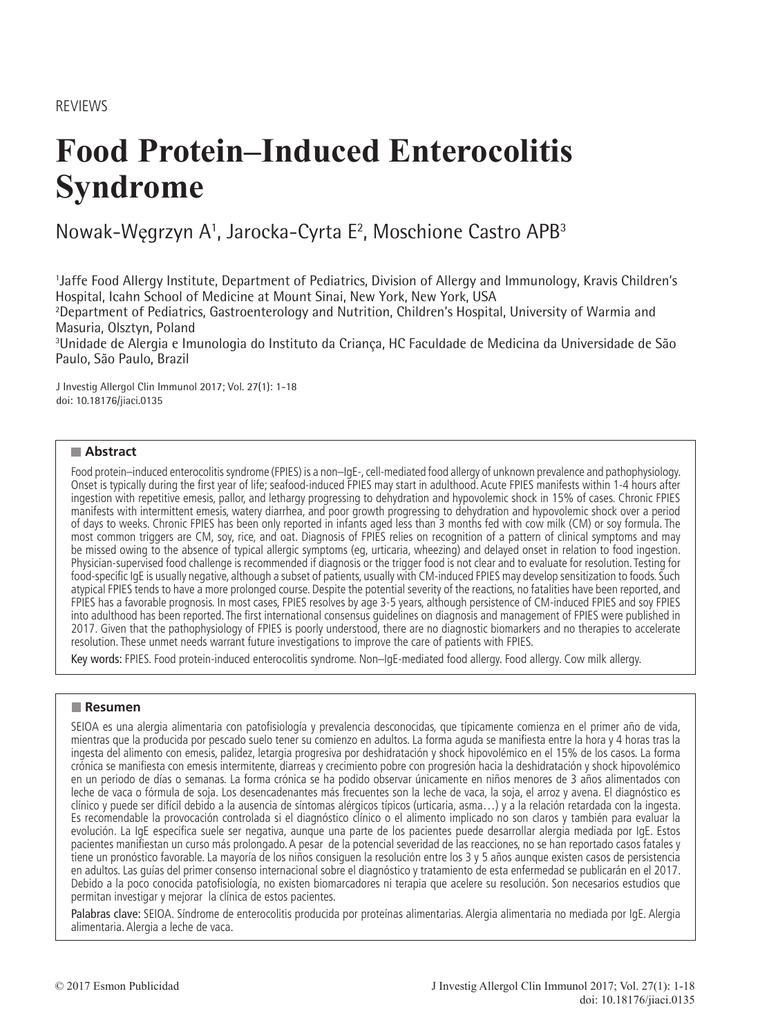REVIEWS

# Food Protein–Induced Enterocolitis Syndrome

Nowak-Węgrzyn A[1], Jarocka-Cyrta E[2], Moschione Castro APB[3]

[1]Jaffe Food Allergy Institute, Department of Pediatrics, Division of Allergy and Immunology, Kravis Children's Hospital, Icahn School of Medicine at Mount Sinai, New York, New York, USA
[2]Department of Pediatrics, Gastroenterology and Nutrition, Children's Hospital, University of Warmia and Masuria, Olsztyn, Poland
[3]Unidade de Alergia e Imunologia do Instituto da Criança, HC Faculdade de Medicina da Universidade de São Paulo, São Paulo, Brazil

J Investig Allergol Clin Immunol 2017; Vol. 27(1): 1-18
doi: 10.18176/jiaci.0135

## Abstract

Food protein–induced enterocolitis syndrome (FPIES) is a non–IgE-, cell-mediated food allergy of unknown prevalence and pathophysiology. Onset is typically during the first year of life; seafood-induced FPIES may start in adulthood. Acute FPIES manifests within 1-4 hours after ingestion with repetitive emesis, pallor, and lethargy progressing to dehydration and hypovolemic shock in 15% of cases. Chronic FPIES manifests with intermittent emesis, watery diarrhea, and poor growth progressing to dehydration and hypovolemic shock over a period of days to weeks. Chronic FPIES has been only reported in infants aged less than 3 months fed with cow milk (CM) or soy formula. The most common triggers are CM, soy, rice, and oat. Diagnosis of FPIES relies on recognition of a pattern of clinical symptoms and may be missed owing to the absence of typical allergic symptoms (eg, urticaria, wheezing) and delayed onset in relation to food ingestion. Physician-supervised food challenge is recommended if diagnosis or the trigger food is not clear and to evaluate for resolution. Testing for food-specific IgE is usually negative, although a subset of patients, usually with CM-induced FPIES may develop sensitization to foods. Such atypical FPIES tends to have a more prolonged course. Despite the potential severity of the reactions, no fatalities have been reported, and FPIES has a favorable prognosis. In most cases, FPIES resolves by age 3-5 years, although persistence of CM-induced FPIES and soy FPIES into adulthood has been reported. The first international consensus guidelines on diagnosis and management of FPIES were published in 2017. Given that the pathophysiology of FPIES is poorly understood, there are no diagnostic biomarkers and no therapies to accelerate resolution. These unmet needs warrant future investigations to improve the care of patients with FPIES.

Key words: FPIES. Food protein-induced enterocolitis syndrome. Non–IgE-mediated food allergy. Food allergy. Cow milk allergy.

## Resumen

SEIOA es una alergia alimentaria con patofisiología y prevalencia desconocidas, que típicamente comienza en el primer año de vida, mientras que la producida por pescado suele tener su comienzo en adultos. La forma aguda se manifiesta entre la hora y 4 horas tras la ingesta del alimento con emesis, palidez, letargia progresiva por deshidratación y shock hipovolémico en el 15% de los casos. La forma crónica se manifiesta con emesis intermitente, diarreas y crecimiento pobre con progresión hacia la deshidratación y shock hipovolémico en un periodo de días o semanas. La forma crónica se ha podido observar únicamente en niños menores de 3 años alimentados con leche de vaca o fórmula de soja. Los desencadenantes más frecuentes son la leche de vaca, la soja, el arroz y avena. El diagnóstico es clínico y puede ser difícil debido a la ausencia de síntomas alérgicos típicos (urticaria, asma…) y a la relación retardada con la ingesta. Es recomendable la provocación controlada si el diagnóstico clínico o el alimento implicado no son claros y también para evaluar la evolución. La IgE específica suele ser negativa, aunque una parte de los pacientes puede desarrollar alergia mediada por IgE. Estos pacientes manifiestan un curso más prolongado. A pesar de la potencial severidad de las reacciones, no se han reportado casos fatales y tiene un pronóstico favorable. La mayoría de los niños consiguen la resolución entre los 3 y 5 años aunque existen casos de persistencia en adultos. Las guías del primer consenso internacional sobre el diagnóstico y tratamiento de esta enfermedad se publicarán en el 2017. Debido a la poco conocida patofisiología, no existen biomarcadores ni terapia que acelere su resolución. Son necesarios estudios que permitan investigar y mejorar la clínica de estos pacientes.

Palabras clave: SEIOA. Síndrome de enterocolitis producida por proteínas alimentarias. Alergia alimentaria no mediada por IgE. Alergia alimentaria. Alergia a leche de vaca.

© 2017 Esmon Publicidad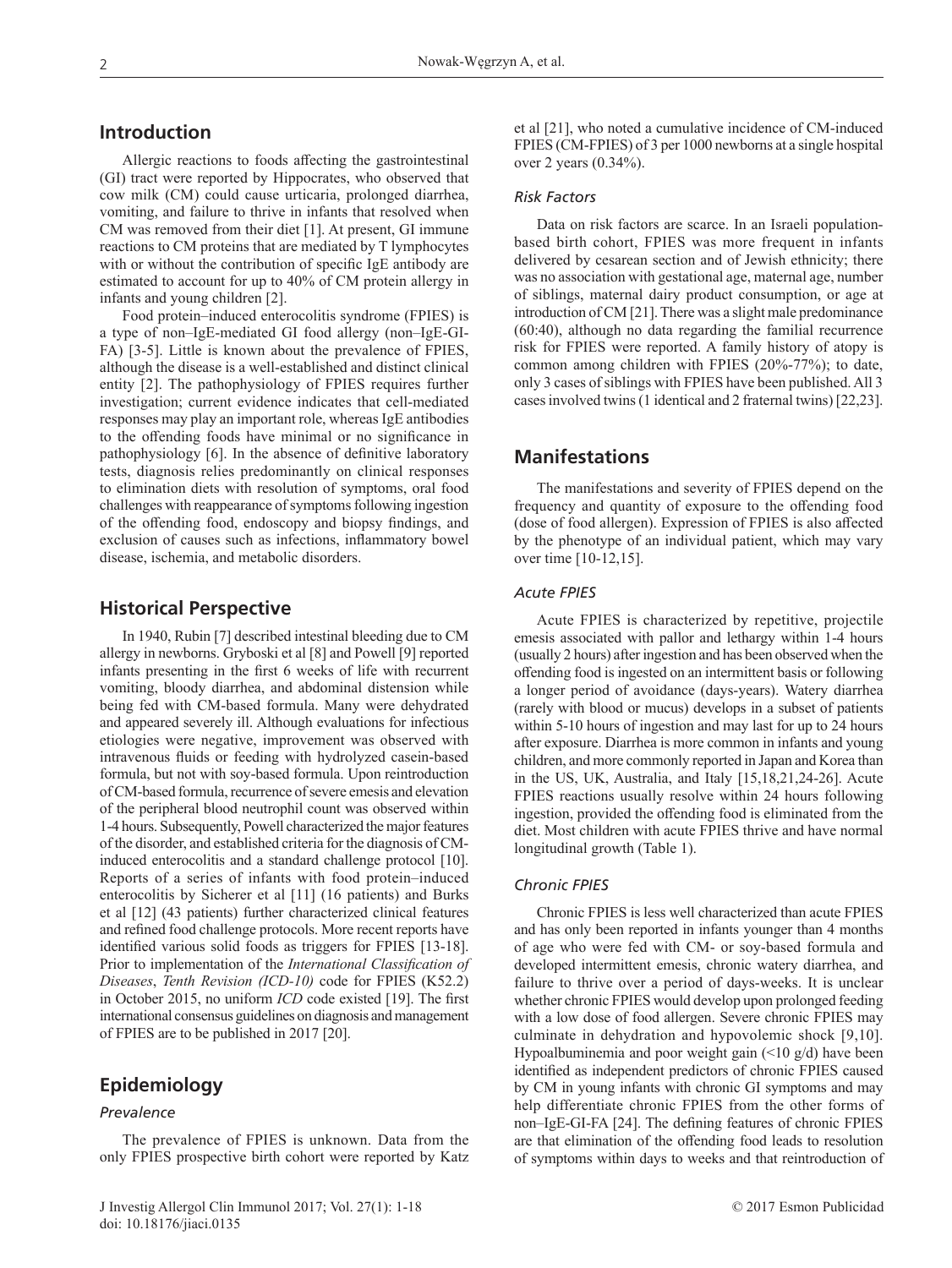## Introduction

Allergic reactions to foods affecting the gastrointestinal (GI) tract were reported by Hippocrates, who observed that cow milk (CM) could cause urticaria, prolonged diarrhea, vomiting, and failure to thrive in infants that resolved when CM was removed from their diet [1]. At present, GI immune reactions to CM proteins that are mediated by T lymphocytes with or without the contribution of specific IgE antibody are estimated to account for up to 40% of CM protein allergy in infants and young children [2].

Food protein–induced enterocolitis syndrome (FPIES) is a type of non–IgE-mediated GI food allergy (non–IgE-GI-FA) [3-5]. Little is known about the prevalence of FPIES, although the disease is a well-established and distinct clinical entity [2]. The pathophysiology of FPIES requires further investigation; current evidence indicates that cell-mediated responses may play an important role, whereas IgE antibodies to the offending foods have minimal or no significance in pathophysiology [6]. In the absence of definitive laboratory tests, diagnosis relies predominantly on clinical responses to elimination diets with resolution of symptoms, oral food challenges with reappearance of symptoms following ingestion of the offending food, endoscopy and biopsy findings, and exclusion of causes such as infections, inflammatory bowel disease, ischemia, and metabolic disorders.

## Historical Perspective

In 1940, Rubin [7] described intestinal bleeding due to CM allergy in newborns. Gryboski et al [8] and Powell [9] reported infants presenting in the first 6 weeks of life with recurrent vomiting, bloody diarrhea, and abdominal distension while being fed with CM-based formula. Many were dehydrated and appeared severely ill. Although evaluations for infectious etiologies were negative, improvement was observed with intravenous fluids or feeding with hydrolyzed casein-based formula, but not with soy-based formula. Upon reintroduction of CM-based formula, recurrence of severe emesis and elevation of the peripheral blood neutrophil count was observed within 1-4 hours. Subsequently, Powell characterized the major features of the disorder, and established criteria for the diagnosis of CM-induced enterocolitis and a standard challenge protocol [10]. Reports of a series of infants with food protein–induced enterocolitis by Sicherer et al [11] (16 patients) and Burks et al [12] (43 patients) further characterized clinical features and refined food challenge protocols. More recent reports have identified various solid foods as triggers for FPIES [13-18]. Prior to implementation of the *International Classification of Diseases*, *Tenth Revision (ICD-10)* code for FPIES (K52.2) in October 2015, no uniform *ICD* code existed [19]. The first international consensus guidelines on diagnosis and management of FPIES are to be published in 2017 [20].

## Epidemiology

### Prevalence

The prevalence of FPIES is unknown. Data from the only FPIES prospective birth cohort were reported by Katz et al [21], who noted a cumulative incidence of CM-induced FPIES (CM-FPIES) of 3 per 1000 newborns at a single hospital over 2 years (0.34%).

### Risk Factors

Data on risk factors are scarce. In an Israeli population-based birth cohort, FPIES was more frequent in infants delivered by cesarean section and of Jewish ethnicity; there was no association with gestational age, maternal age, number of siblings, maternal dairy product consumption, or age at introduction of CM [21]. There was a slight male predominance (60:40), although no data regarding the familial recurrence risk for FPIES were reported. A family history of atopy is common among children with FPIES (20%-77%); to date, only 3 cases of siblings with FPIES have been published. All 3 cases involved twins (1 identical and 2 fraternal twins) [22,23].

## Manifestations

The manifestations and severity of FPIES depend on the frequency and quantity of exposure to the offending food (dose of food allergen). Expression of FPIES is also affected by the phenotype of an individual patient, which may vary over time [10-12,15].

### Acute FPIES

Acute FPIES is characterized by repetitive, projectile emesis associated with pallor and lethargy within 1-4 hours (usually 2 hours) after ingestion and has been observed when the offending food is ingested on an intermittent basis or following a longer period of avoidance (days-years). Watery diarrhea (rarely with blood or mucus) develops in a subset of patients within 5-10 hours of ingestion and may last for up to 24 hours after exposure. Diarrhea is more common in infants and young children, and more commonly reported in Japan and Korea than in the US, UK, Australia, and Italy [15,18,21,24-26]. Acute FPIES reactions usually resolve within 24 hours following ingestion, provided the offending food is eliminated from the diet. Most children with acute FPIES thrive and have normal longitudinal growth (Table 1).

### Chronic FPIES

Chronic FPIES is less well characterized than acute FPIES and has only been reported in infants younger than 4 months of age who were fed with CM- or soy-based formula and developed intermittent emesis, chronic watery diarrhea, and failure to thrive over a period of days-weeks. It is unclear whether chronic FPIES would develop upon prolonged feeding with a low dose of food allergen. Severe chronic FPIES may culminate in dehydration and hypovolemic shock [9,10]. Hypoalbuminemia and poor weight gain (<10 g/d) have been identified as independent predictors of chronic FPIES caused by CM in young infants with chronic GI symptoms and may help differentiate chronic FPIES from the other forms of non–IgE-GI-FA [24]. The defining features of chronic FPIES are that elimination of the offending food leads to resolution of symptoms within days to weeks and that reintroduction of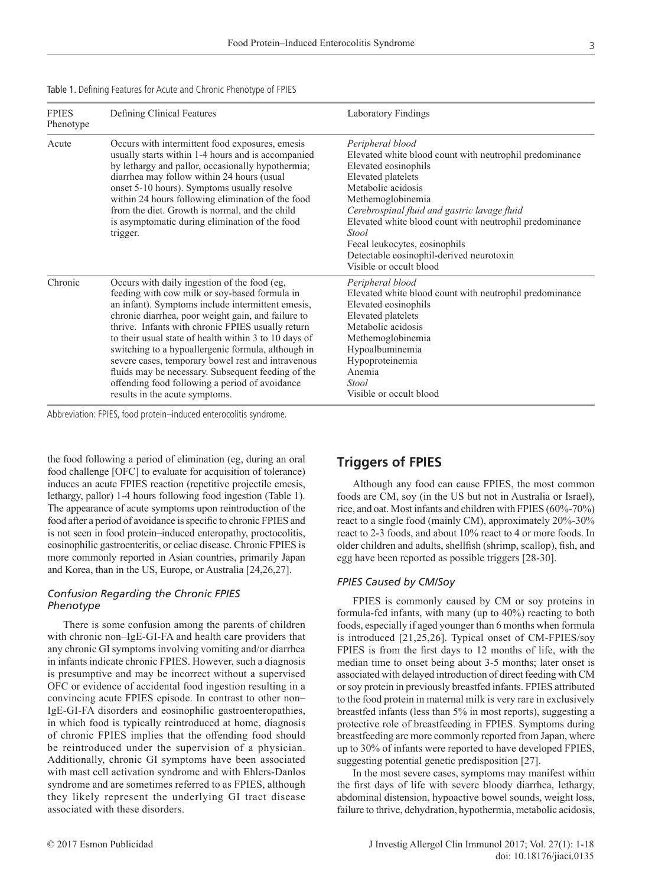Table 1. Defining Features for Acute and Chronic Phenotype of FPIES

| FPIES Phenotype | Defining Clinical Features | Laboratory Findings |
|---|---|---|
| Acute | Occurs with intermittent food exposures, emesis usually starts within 1-4 hours and is accompanied by lethargy and pallor, occasionally hypothermia; diarrhea may follow within 24 hours (usual onset 5-10 hours). Symptoms usually resolve within 24 hours following elimination of the food from the diet. Growth is normal, and the child is asymptomatic during elimination of the food trigger. | *Peripheral blood*<br>Elevated white blood count with neutrophil predominance<br>Elevated eosinophils<br>Elevated platelets<br>Metabolic acidosis<br>Methemoglobinemia<br>*Cerebrospinal fluid and gastric lavage fluid*<br>Elevated white blood count with neutrophil predominance<br>*Stool*<br>Fecal leukocytes, eosinophils<br>Detectable eosinophil-derived neurotoxin<br>Visible or occult blood |
| Chronic | Occurs with daily ingestion of the food (eg, feeding with cow milk or soy-based formula in an infant). Symptoms include intermittent emesis, chronic diarrhea, poor weight gain, and failure to thrive. Infants with chronic FPIES usually return to their usual state of health within 3 to 10 days of switching to a hypoallergenic formula, although in severe cases, temporary bowel rest and intravenous fluids may be necessary. Subsequent feeding of the offending food following a period of avoidance results in the acute symptoms. | *Peripheral blood*<br>Elevated white blood count with neutrophil predominance<br>Elevated eosinophils<br>Elevated platelets<br>Metabolic acidosis<br>Methemoglobinemia<br>Hypoalbuminemia<br>Hypoproteinemia<br>Anemia<br>*Stool*<br>Visible or occult blood |

Abbreviation: FPIES, food protein–induced enterocolitis syndrome.

the food following a period of elimination (eg, during an oral food challenge [OFC] to evaluate for acquisition of tolerance) induces an acute FPIES reaction (repetitive projectile emesis, lethargy, pallor) 1-4 hours following food ingestion (Table 1). The appearance of acute symptoms upon reintroduction of the food after a period of avoidance is specific to chronic FPIES and is not seen in food protein–induced enteropathy, proctocolitis, eosinophilic gastroenteritis, or celiac disease. Chronic FPIES is more commonly reported in Asian countries, primarily Japan and Korea, than in the US, Europe, or Australia [24,26,27].

### *Confusion Regarding the Chronic FPIES Phenotype*

There is some confusion among the parents of children with chronic non–IgE-GI-FA and health care providers that any chronic GI symptoms involving vomiting and/or diarrhea in infants indicate chronic FPIES. However, such a diagnosis is presumptive and may be incorrect without a supervised OFC or evidence of accidental food ingestion resulting in a convincing acute FPIES episode. In contrast to other non–IgE-GI-FA disorders and eosinophilic gastroenteropathies, in which food is typically reintroduced at home, diagnosis of chronic FPIES implies that the offending food should be reintroduced under the supervision of a physician. Additionally, chronic GI symptoms have been associated with mast cell activation syndrome and with Ehlers-Danlos syndrome and are sometimes referred to as FPIES, although they likely represent the underlying GI tract disease associated with these disorders.

## Triggers of FPIES

Although any food can cause FPIES, the most common foods are CM, soy (in the US but not in Australia or Israel), rice, and oat. Most infants and children with FPIES (60%-70%) react to a single food (mainly CM), approximately 20%-30% react to 2-3 foods, and about 10% react to 4 or more foods. In older children and adults, shellfish (shrimp, scallop), fish, and egg have been reported as possible triggers [28-30].

### *FPIES Caused by CM/Soy*

FPIES is commonly caused by CM or soy proteins in formula-fed infants, with many (up to 40%) reacting to both foods, especially if aged younger than 6 months when formula is introduced [21,25,26]. Typical onset of CM-FPIES/soy FPIES is from the first days to 12 months of life, with the median time to onset being about 3-5 months; later onset is associated with delayed introduction of direct feeding with CM or soy protein in previously breastfed infants. FPIES attributed to the food protein in maternal milk is very rare in exclusively breastfed infants (less than 5% in most reports), suggesting a protective role of breastfeeding in FPIES. Symptoms during breastfeeding are more commonly reported from Japan, where up to 30% of infants were reported to have developed FPIES, suggesting potential genetic predisposition [27].

In the most severe cases, symptoms may manifest within the first days of life with severe bloody diarrhea, lethargy, abdominal distension, hypoactive bowel sounds, weight loss, failure to thrive, dehydration, hypothermia, metabolic acidosis,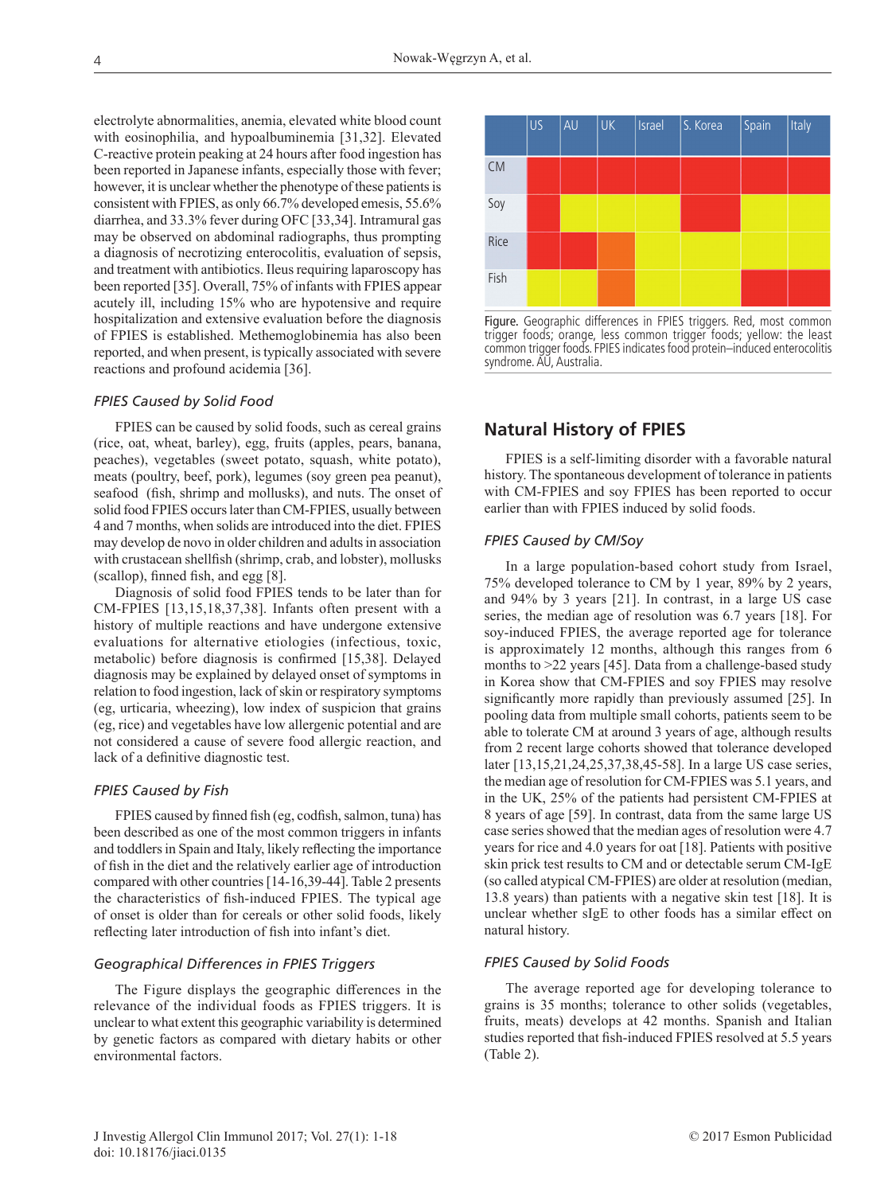electrolyte abnormalities, anemia, elevated white blood count with eosinophilia, and hypoalbuminemia [31,32]. Elevated C-reactive protein peaking at 24 hours after food ingestion has been reported in Japanese infants, especially those with fever; however, it is unclear whether the phenotype of these patients is consistent with FPIES, as only 66.7% developed emesis, 55.6% diarrhea, and 33.3% fever during OFC [33,34]. Intramural gas may be observed on abdominal radiographs, thus prompting a diagnosis of necrotizing enterocolitis, evaluation of sepsis, and treatment with antibiotics. Ileus requiring laparoscopy has been reported [35]. Overall, 75% of infants with FPIES appear acutely ill, including 15% who are hypotensive and require hospitalization and extensive evaluation before the diagnosis of FPIES is established. Methemoglobinemia has also been reported, and when present, is typically associated with severe reactions and profound acidemia [36].

### *FPIES Caused by Solid Food*

FPIES can be caused by solid foods, such as cereal grains (rice, oat, wheat, barley), egg, fruits (apples, pears, banana, peaches), vegetables (sweet potato, squash, white potato), meats (poultry, beef, pork), legumes (soy green pea peanut), seafood (fish, shrimp and mollusks), and nuts. The onset of solid food FPIES occurs later than CM-FPIES, usually between 4 and 7 months, when solids are introduced into the diet. FPIES may develop de novo in older children and adults in association with crustacean shellfish (shrimp, crab, and lobster), mollusks (scallop), finned fish, and egg [8].

Diagnosis of solid food FPIES tends to be later than for CM-FPIES [13,15,18,37,38]. Infants often present with a history of multiple reactions and have undergone extensive evaluations for alternative etiologies (infectious, toxic, metabolic) before diagnosis is confirmed [15,38]. Delayed diagnosis may be explained by delayed onset of symptoms in relation to food ingestion, lack of skin or respiratory symptoms (eg, urticaria, wheezing), low index of suspicion that grains (eg, rice) and vegetables have low allergenic potential and are not considered a cause of severe food allergic reaction, and lack of a definitive diagnostic test.

### *FPIES Caused by Fish*

FPIES caused by finned fish (eg, codfish, salmon, tuna) has been described as one of the most common triggers in infants and toddlers in Spain and Italy, likely reflecting the importance of fish in the diet and the relatively earlier age of introduction compared with other countries [14-16,39-44]. Table 2 presents the characteristics of fish-induced FPIES. The typical age of onset is older than for cereals or other solid foods, likely reflecting later introduction of fish into infant's diet.

### *Geographical Differences in FPIES Triggers*

The Figure displays the geographic differences in the relevance of the individual foods as FPIES triggers. It is unclear to what extent this geographic variability is determined by genetic factors as compared with dietary habits or other environmental factors.

| | US | AU | UK | Israel | S. Korea | Spain | Italy |
|---|---|---|---|---|---|---|---|
| CM | Red | Red | Red | Red | Red | Red | Red |
| Soy | Red | Yellow | Yellow | Yellow | Red | Yellow | Yellow |
| Rice | Red | Red | Orange | Yellow | Yellow | Yellow | Yellow |
| Fish | Yellow | Yellow | Orange | Yellow | Yellow | Red | Red |

Figure. Geographic differences in FPIES triggers. Red, most common trigger foods; orange, less common trigger foods; yellow: the least common trigger foods. FPIES indicates food protein–induced enterocolitis syndrome. AU, Australia.

## Natural History of FPIES

FPIES is a self-limiting disorder with a favorable natural history. The spontaneous development of tolerance in patients with CM-FPIES and soy FPIES has been reported to occur earlier than with FPIES induced by solid foods.

### *FPIES Caused by CM/Soy*

In a large population-based cohort study from Israel, 75% developed tolerance to CM by 1 year, 89% by 2 years, and 94% by 3 years [21]. In contrast, in a large US case series, the median age of resolution was 6.7 years [18]. For soy-induced FPIES, the average reported age for tolerance is approximately 12 months, although this ranges from 6 months to >22 years [45]. Data from a challenge-based study in Korea show that CM-FPIES and soy FPIES may resolve significantly more rapidly than previously assumed [25]. In pooling data from multiple small cohorts, patients seem to be able to tolerate CM at around 3 years of age, although results from 2 recent large cohorts showed that tolerance developed later [13,15,21,24,25,37,38,45-58]. In a large US case series, the median age of resolution for CM-FPIES was 5.1 years, and in the UK, 25% of the patients had persistent CM-FPIES at 8 years of age [59]. In contrast, data from the same large US case series showed that the median ages of resolution were 4.7 years for rice and 4.0 years for oat [18]. Patients with positive skin prick test results to CM and or detectable serum CM-IgE (so called atypical CM-FPIES) are older at resolution (median, 13.8 years) than patients with a negative skin test [18]. It is unclear whether sIgE to other foods has a similar effect on natural history.

### *FPIES Caused by Solid Foods*

The average reported age for developing tolerance to grains is 35 months; tolerance to other solids (vegetables, fruits, meats) develops at 42 months. Spanish and Italian studies reported that fish-induced FPIES resolved at 5.5 years (Table 2).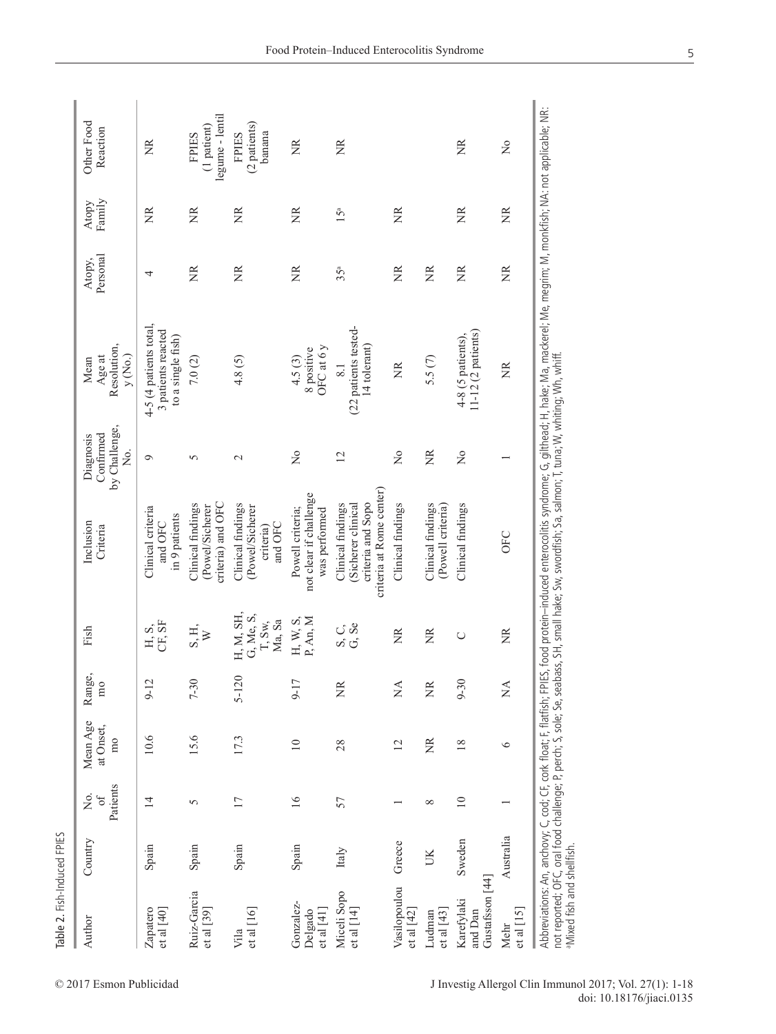Table 2. Fish-Induced FPIES

| Author | Country | No. of Patients | Mean Age at Onset, mo | Range, mo | Fish | Inclusion Criteria | Diagnosis Confirmed by Challenge, No. | Mean Age at Resolution, y (No.) | Atopy, Personal | Atopy Family | Other Food Reaction |
|---|---|---|---|---|---|---|---|---|---|---|---|
| Zapatero et al [40] | Spain | 14 | 10.6 | 9-12 | H, S, CF, SF | Clinical criteria and OFC in 9 patients | 9 | 4-5 (4 patients total, 3 patients reacted to a single fish) | 4 | NR | NR |
| Ruiz-Garcia et al [39] | Spain | 5 | 15.6 | 7-30 | S, H, W | Clinical findings (Powel/Sicherer criteria) and OFC | 5 | 7.0 (2) | NR | NR | FPIES (1 patient) legume - lentil |
| Vila et al [16] | Spain | 17 | 17.3 | 5-120 | H, M, SH, G, Me, S, T, Sw, Ma, Sa | Clinical findings (Powel/Sicherer criteria) and OFC | 2 | 4.8 (5) | NR | NR | FPIES (2 patients) banana |
| Gonzalez-Delgado et al [41] | Spain | 16 | 10 | 9-17 | H, W, S, P, An, M | Powell criteria; not clear if challenge was performed | No | 4.5 (3) 8 positive OFC at 6 y | NR | NR | NR |
| Miceli Sopo et al [14] | Italy | 57 | 28 | NR | S, C, G, Se | Clinical findings (Sicherer clinical criteria and Sopo criteria at Rome center) | 12 | 8.1 (22 patients tested-14 tolerant) | 35[a] | 15[a] | NR |
| Vasilopoulou et al [42] | Greece | 1 | 12 | NA | NR | Clinical findings | No | NR | NR | NR | |
| Ludman et al [43] | UK | 8 | NR | NR | NR | Clinical findings (Powell criteria) | NR | 5.5 (7) | NR | | |
| Karefylaki and Dan Gustafsson [44] | Sweden | 10 | 18 | 9-30 | C | Clinical findings | No | 4-8 (5 patients), 11-12 (2 patients) | NR | NR | NR |
| Mehr et al [15] | Australia | 1 | 6 | NA | NR | OFC | 1 | NR | NR | NR | No |

Abbreviations: An, anchovy; C, cod; CF, cork float; F, flatfish; FPIES, food protein–induced enterocolitis syndrome; G, gilthead; H, hake; Ma, mackerel; Me, megrim; M, monkfish; NA: not applicable; NR: not reported; OFC, oral food challenge; P, perch; S, sole; Se, seabass, SH, small hake; Sw, swordfish; Sa, salmon; T, tuna; W, whiting; Wh, whiff.
[a]Mixed fish and shellfish.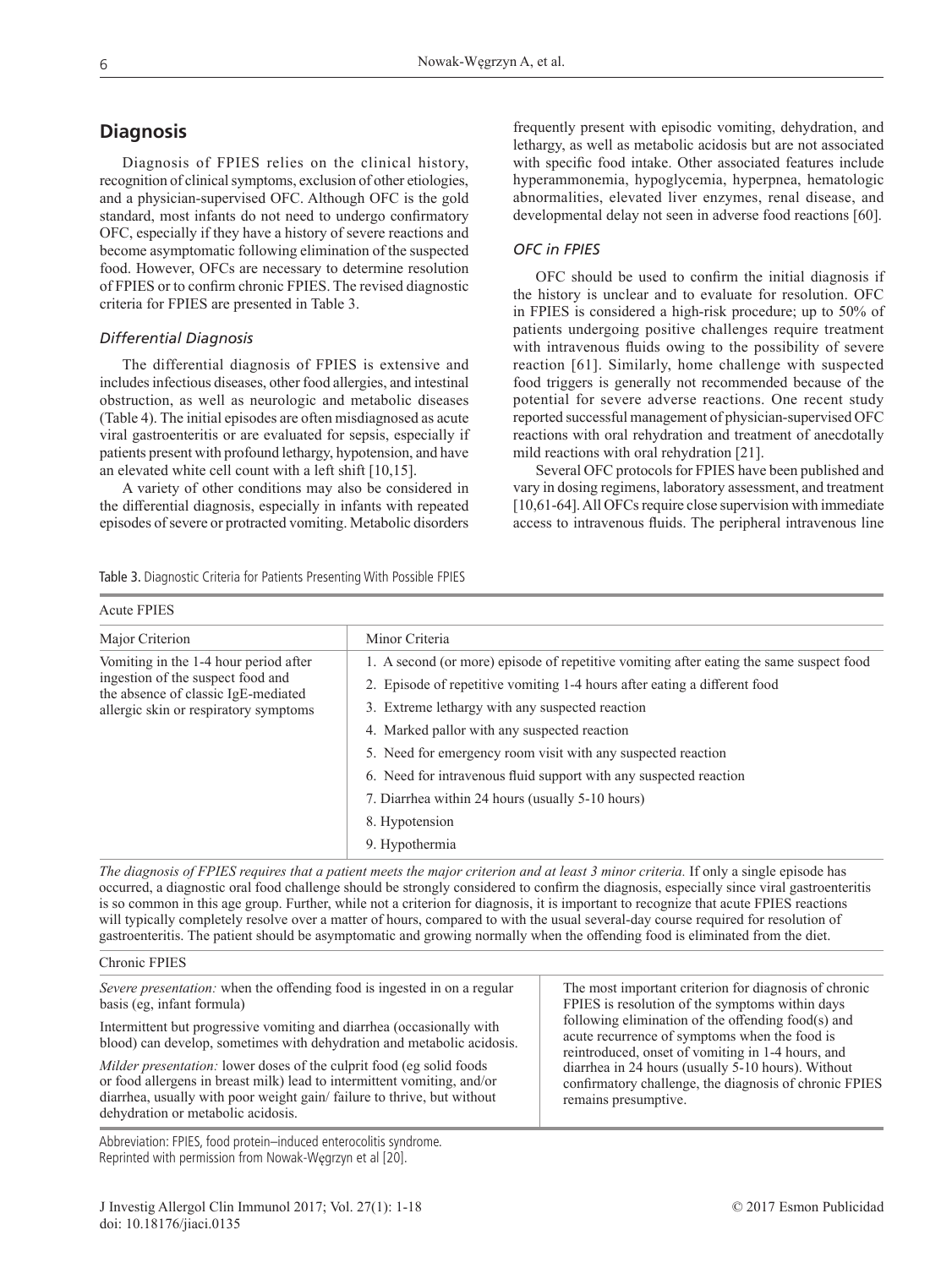## Diagnosis

Diagnosis of FPIES relies on the clinical history, recognition of clinical symptoms, exclusion of other etiologies, and a physician-supervised OFC. Although OFC is the gold standard, most infants do not need to undergo confirmatory OFC, especially if they have a history of severe reactions and become asymptomatic following elimination of the suspected food. However, OFCs are necessary to determine resolution of FPIES or to confirm chronic FPIES. The revised diagnostic criteria for FPIES are presented in Table 3.

### *Differential Diagnosis*

The differential diagnosis of FPIES is extensive and includes infectious diseases, other food allergies, and intestinal obstruction, as well as neurologic and metabolic diseases (Table 4). The initial episodes are often misdiagnosed as acute viral gastroenteritis or are evaluated for sepsis, especially if patients present with profound lethargy, hypotension, and have an elevated white cell count with a left shift [10,15].

A variety of other conditions may also be considered in the differential diagnosis, especially in infants with repeated episodes of severe or protracted vomiting. Metabolic disorders frequently present with episodic vomiting, dehydration, and lethargy, as well as metabolic acidosis but are not associated with specific food intake. Other associated features include hyperammonemia, hypoglycemia, hyperpnea, hematologic abnormalities, elevated liver enzymes, renal disease, and developmental delay not seen in adverse food reactions [60].

### *OFC in FPIES*

OFC should be used to confirm the initial diagnosis if the history is unclear and to evaluate for resolution. OFC in FPIES is considered a high-risk procedure; up to 50% of patients undergoing positive challenges require treatment with intravenous fluids owing to the possibility of severe reaction [61]. Similarly, home challenge with suspected food triggers is generally not recommended because of the potential for severe adverse reactions. One recent study reported successful management of physician-supervised OFC reactions with oral rehydration and treatment of anecdotally mild reactions with oral rehydration [21].

Several OFC protocols for FPIES have been published and vary in dosing regimens, laboratory assessment, and treatment [10,61-64]. All OFCs require close supervision with immediate access to intravenous fluids. The peripheral intravenous line

Table 3. Diagnostic Criteria for Patients Presenting With Possible FPIES

**Acute FPIES**

| Major Criterion | Minor Criteria |
|---|---|
| Vomiting in the 1-4 hour period after ingestion of the suspect food and the absence of classic IgE-mediated allergic skin or respiratory symptoms | 1. A second (or more) episode of repetitive vomiting after eating the same suspect food |
| | 2. Episode of repetitive vomiting 1-4 hours after eating a different food |
| | 3. Extreme lethargy with any suspected reaction |
| | 4. Marked pallor with any suspected reaction |
| | 5. Need for emergency room visit with any suspected reaction |
| | 6. Need for intravenous fluid support with any suspected reaction |
| | 7. Diarrhea within 24 hours (usually 5-10 hours) |
| | 8. Hypotension |
| | 9. Hypothermia |

*The diagnosis of FPIES requires that a patient meets the major criterion and at least 3 minor criteria.* If only a single episode has occurred, a diagnostic oral food challenge should be strongly considered to confirm the diagnosis, especially since viral gastroenteritis is so common in this age group. Further, while not a criterion for diagnosis, it is important to recognize that acute FPIES reactions will typically completely resolve over a matter of hours, compared to with the usual several-day course required for resolution of gastroenteritis. The patient should be asymptomatic and growing normally when the offending food is eliminated from the diet.

**Chronic FPIES**

| | |
|---|---|
| *Severe presentation:* when the offending food is ingested in on a regular basis (eg, infant formula)<br>Intermittent but progressive vomiting and diarrhea (occasionally with blood) can develop, sometimes with dehydration and metabolic acidosis.<br>*Milder presentation:* lower doses of the culprit food (eg solid foods or food allergens in breast milk) lead to intermittent vomiting, and/or diarrhea, usually with poor weight gain/ failure to thrive, but without dehydration or metabolic acidosis. | The most important criterion for diagnosis of chronic FPIES is resolution of the symptoms within days following elimination of the offending food(s) and acute recurrence of symptoms when the food is reintroduced, onset of vomiting in 1-4 hours, and diarrhea in 24 hours (usually 5-10 hours). Without confirmatory challenge, the diagnosis of chronic FPIES remains presumptive. |

Abbreviation: FPIES, food protein–induced enterocolitis syndrome.
Reprinted with permission from Nowak-Węgrzyn et al [20].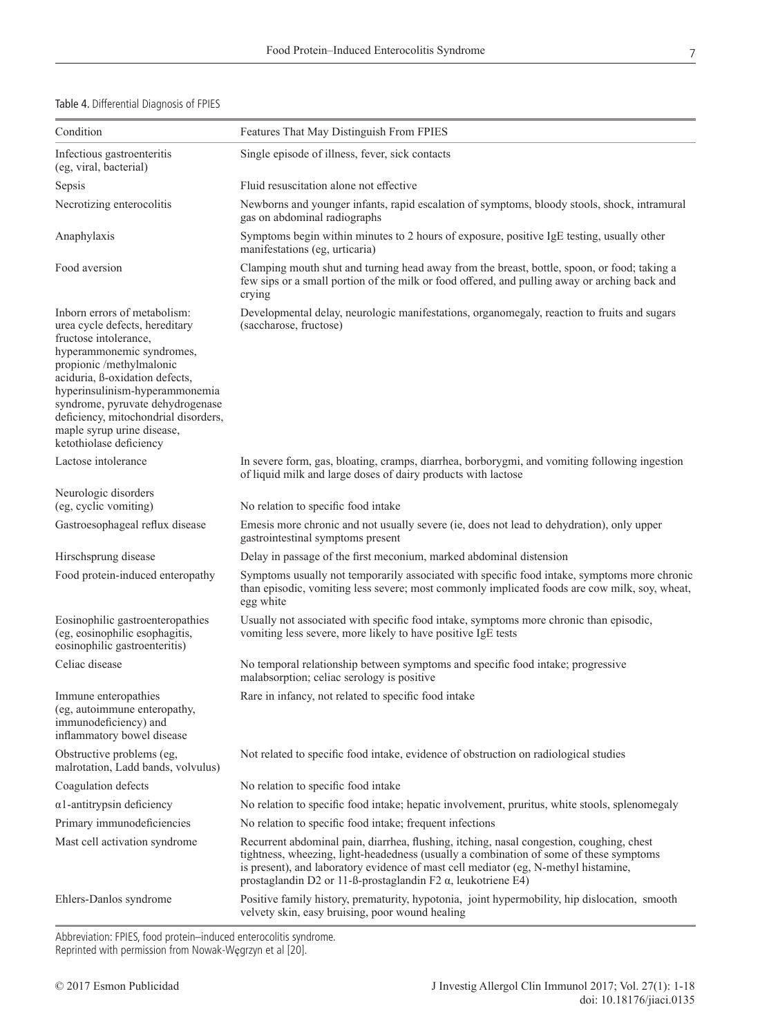Table 4. Differential Diagnosis of FPIES

| Condition | Features That May Distinguish From FPIES |
|---|---|
| Infectious gastroenteritis (eg, viral, bacterial) | Single episode of illness, fever, sick contacts |
| Sepsis | Fluid resuscitation alone not effective |
| Necrotizing enterocolitis | Newborns and younger infants, rapid escalation of symptoms, bloody stools, shock, intramural gas on abdominal radiographs |
| Anaphylaxis | Symptoms begin within minutes to 2 hours of exposure, positive IgE testing, usually other manifestations (eg, urticaria) |
| Food aversion | Clamping mouth shut and turning head away from the breast, bottle, spoon, or food; taking a few sips or a small portion of the milk or food offered, and pulling away or arching back and crying |
| Inborn errors of metabolism: urea cycle defects, hereditary fructose intolerance, hyperammonemic syndromes, propionic /methylmalonic aciduria, ß-oxidation defects, hyperinsulinism-hyperammonemia syndrome, pyruvate dehydrogenase deficiency, mitochondrial disorders, maple syrup urine disease, ketothiolase deficiency | Developmental delay, neurologic manifestations, organomegaly, reaction to fruits and sugars (saccharose, fructose) |
| Lactose intolerance | In severe form, gas, bloating, cramps, diarrhea, borborygmi, and vomiting following ingestion of liquid milk and large doses of dairy products with lactose |
| Neurologic disorders (eg, cyclic vomiting) | No relation to specific food intake |
| Gastroesophageal reflux disease | Emesis more chronic and not usually severe (ie, does not lead to dehydration), only upper gastrointestinal symptoms present |
| Hirschsprung disease | Delay in passage of the first meconium, marked abdominal distension |
| Food protein-induced enteropathy | Symptoms usually not temporarily associated with specific food intake, symptoms more chronic than episodic, vomiting less severe; most commonly implicated foods are cow milk, soy, wheat, egg white |
| Eosinophilic gastroenteropathies (eg, eosinophilic esophagitis, eosinophilic gastroenteritis) | Usually not associated with specific food intake, symptoms more chronic than episodic, vomiting less severe, more likely to have positive IgE tests |
| Celiac disease | No temporal relationship between symptoms and specific food intake; progressive malabsorption; celiac serology is positive |
| Immune enteropathies (eg, autoimmune enteropathy, immunodeficiency) and inflammatory bowel disease | Rare in infancy, not related to specific food intake |
| Obstructive problems (eg, malrotation, Ladd bands, volvulus) | Not related to specific food intake, evidence of obstruction on radiological studies |
| Coagulation defects | No relation to specific food intake |
| α1-antitrypsin deficiency | No relation to specific food intake; hepatic involvement, pruritus, white stools, splenomegaly |
| Primary immunodeficiencies | No relation to specific food intake; frequent infections |
| Mast cell activation syndrome | Recurrent abdominal pain, diarrhea, flushing, itching, nasal congestion, coughing, chest tightness, wheezing, light-headedness (usually a combination of some of these symptoms is present), and laboratory evidence of mast cell mediator (eg, N-methyl histamine, prostaglandin D2 or 11-ß-prostaglandin F2 α, leukotriene E4) |
| Ehlers-Danlos syndrome | Positive family history, prematurity, hypotonia, joint hypermobility, hip dislocation, smooth velvety skin, easy bruising, poor wound healing |

Abbreviation: FPIES, food protein–induced enterocolitis syndrome.
Reprinted with permission from Nowak-Węgrzyn et al [20].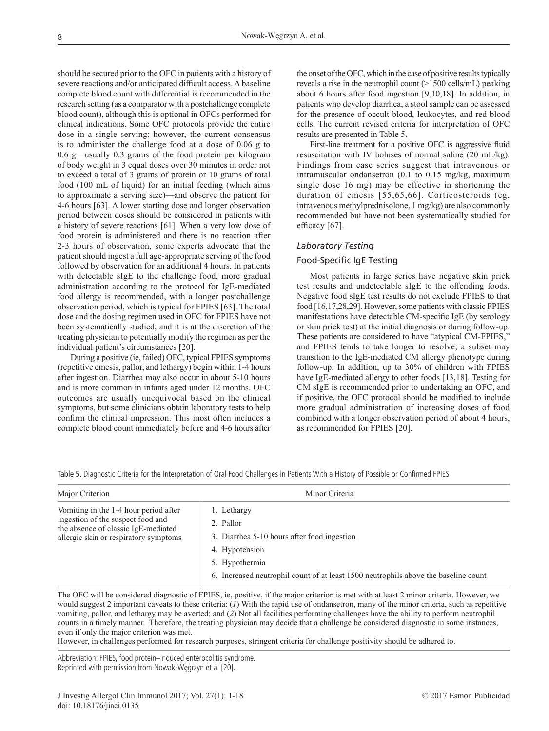should be secured prior to the OFC in patients with a history of severe reactions and/or anticipated difficult access. A baseline complete blood count with differential is recommended in the research setting (as a comparator with a postchallenge complete blood count), although this is optional in OFCs performed for clinical indications. Some OFC protocols provide the entire dose in a single serving; however, the current consensus is to administer the challenge food at a dose of 0.06 g to 0.6 g—usually 0.3 grams of the food protein per kilogram of body weight in 3 equal doses over 30 minutes in order not to exceed a total of 3 grams of protein or 10 grams of total food (100 mL of liquid) for an initial feeding (which aims to approximate a serving size)—and observe the patient for 4-6 hours [63]. A lower starting dose and longer observation period between doses should be considered in patients with a history of severe reactions [61]. When a very low dose of food protein is administered and there is no reaction after 2-3 hours of observation, some experts advocate that the patient should ingest a full age-appropriate serving of the food followed by observation for an additional 4 hours. In patients with detectable sIgE to the challenge food, more gradual administration according to the protocol for IgE-mediated food allergy is recommended, with a longer postchallenge observation period, which is typical for FPIES [63]. The total dose and the dosing regimen used in OFC for FPIES have not been systematically studied, and it is at the discretion of the treating physician to potentially modify the regimen as per the individual patient's circumstances [20].

During a positive (ie, failed) OFC, typical FPIES symptoms (repetitive emesis, pallor, and lethargy) begin within 1-4 hours after ingestion. Diarrhea may also occur in about 5-10 hours and is more common in infants aged under 12 months. OFC outcomes are usually unequivocal based on the clinical symptoms, but some clinicians obtain laboratory tests to help confirm the clinical impression. This most often includes a complete blood count immediately before and 4-6 hours after the onset of the OFC, which in the case of positive results typically reveals a rise in the neutrophil count (>1500 cells/mL) peaking about 6 hours after food ingestion [9,10,18]. In addition, in patients who develop diarrhea, a stool sample can be assessed for the presence of occult blood, leukocytes, and red blood cells. The current revised criteria for interpretation of OFC results are presented in Table 5.

First-line treatment for a positive OFC is aggressive fluid resuscitation with IV boluses of normal saline (20 mL/kg). Findings from case series suggest that intravenous or intramuscular ondansetron (0.1 to 0.15 mg/kg, maximum single dose 16 mg) may be effective in shortening the duration of emesis [55,65,66]. Corticosteroids (eg, intravenous methylprednisolone, 1 mg/kg) are also commonly recommended but have not been systematically studied for efficacy [67].

### *Laboratory Testing*

#### Food-Specific IgE Testing

Most patients in large series have negative skin prick test results and undetectable sIgE to the offending foods. Negative food sIgE test results do not exclude FPIES to that food [16,17,28,29]. However, some patients with classic FPIES manifestations have detectable CM-specific IgE (by serology or skin prick test) at the initial diagnosis or during follow-up. These patients are considered to have "atypical CM-FPIES," and FPIES tends to take longer to resolve; a subset may transition to the IgE-mediated CM allergy phenotype during follow-up. In addition, up to 30% of children with FPIES have IgE-mediated allergy to other foods [13,18]. Testing for CM sIgE is recommended prior to undertaking an OFC, and if positive, the OFC protocol should be modified to include more gradual administration of increasing doses of food combined with a longer observation period of about 4 hours, as recommended for FPIES [20].

Table 5. Diagnostic Criteria for the Interpretation of Oral Food Challenges in Patients With a History of Possible or Confirmed FPIES

| Major Criterion | Minor Criteria |
|---|---|
| Vomiting in the 1-4 hour period after ingestion of the suspect food and the absence of classic IgE-mediated allergic skin or respiratory symptoms | 1. Lethargy<br>2. Pallor<br>3. Diarrhea 5-10 hours after food ingestion<br>4. Hypotension<br>5. Hypothermia<br>6. Increased neutrophil count of at least 1500 neutrophils above the baseline count |

The OFC will be considered diagnostic of FPIES, ie, positive, if the major criterion is met with at least 2 minor criteria. However, we would suggest 2 important caveats to these criteria: (*1*) With the rapid use of ondansetron, many of the minor criteria, such as repetitive vomiting, pallor, and lethargy may be averted; and (*2*) Not all facilities performing challenges have the ability to perform neutrophil counts in a timely manner. Therefore, the treating physician may decide that a challenge be considered diagnostic in some instances, even if only the major criterion was met.
However, in challenges performed for research purposes, stringent criteria for challenge positivity should be adhered to.

Abbreviation: FPIES, food protein–induced enterocolitis syndrome.
Reprinted with permission from Nowak-Węgrzyn et al [20].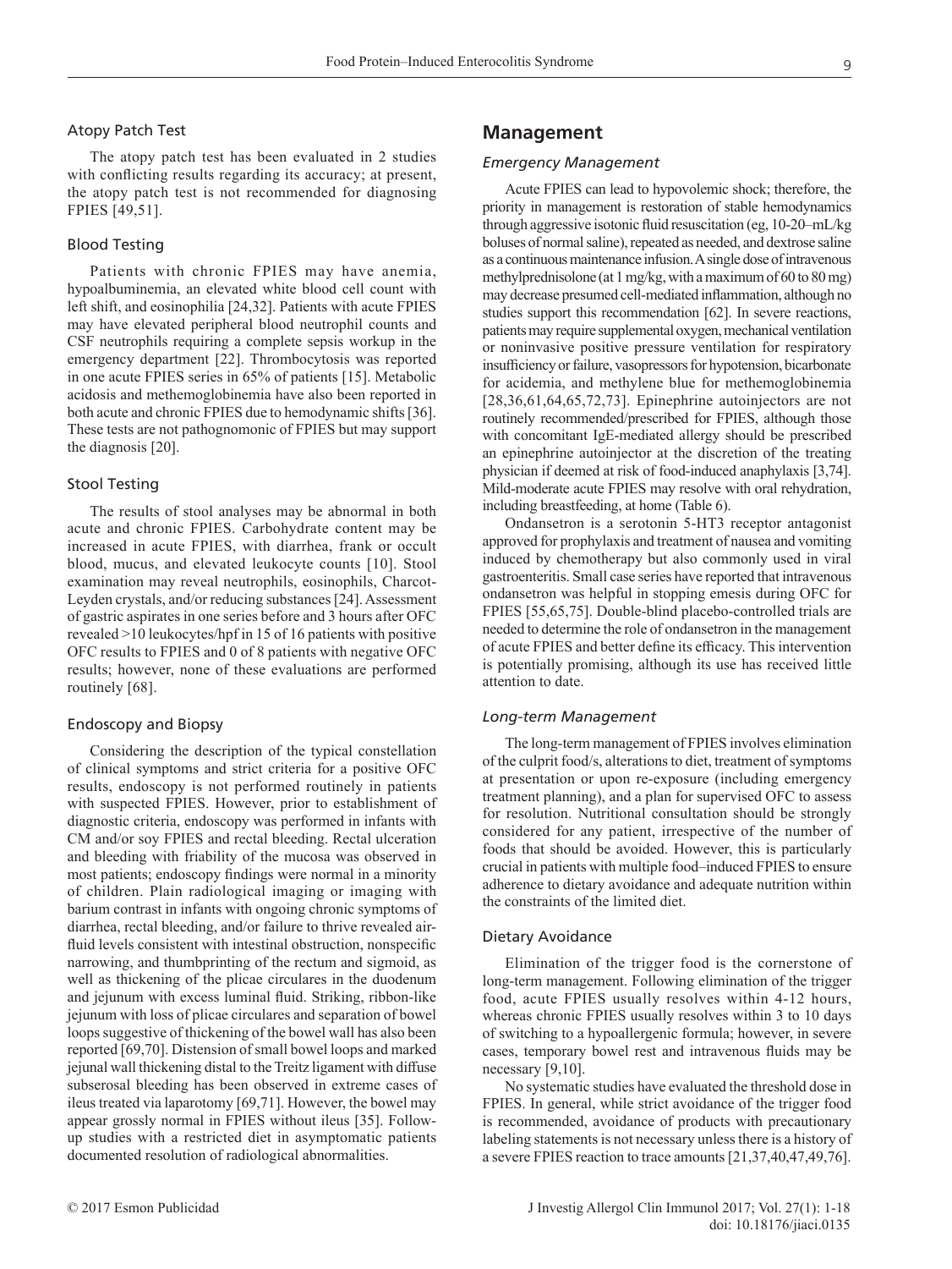### Atopy Patch Test

The atopy patch test has been evaluated in 2 studies with conflicting results regarding its accuracy; at present, the atopy patch test is not recommended for diagnosing FPIES [49,51].

### Blood Testing

Patients with chronic FPIES may have anemia, hypoalbuminemia, an elevated white blood cell count with left shift, and eosinophilia [24,32]. Patients with acute FPIES may have elevated peripheral blood neutrophil counts and CSF neutrophils requiring a complete sepsis workup in the emergency department [22]. Thrombocytosis was reported in one acute FPIES series in 65% of patients [15]. Metabolic acidosis and methemoglobinemia have also been reported in both acute and chronic FPIES due to hemodynamic shifts [36]. These tests are not pathognomonic of FPIES but may support the diagnosis [20].

### Stool Testing

The results of stool analyses may be abnormal in both acute and chronic FPIES. Carbohydrate content may be increased in acute FPIES, with diarrhea, frank or occult blood, mucus, and elevated leukocyte counts [10]. Stool examination may reveal neutrophils, eosinophils, Charcot-Leyden crystals, and/or reducing substances [24]. Assessment of gastric aspirates in one series before and 3 hours after OFC revealed >10 leukocytes/hpf in 15 of 16 patients with positive OFC results to FPIES and 0 of 8 patients with negative OFC results; however, none of these evaluations are performed routinely [68].

### Endoscopy and Biopsy

Considering the description of the typical constellation of clinical symptoms and strict criteria for a positive OFC results, endoscopy is not performed routinely in patients with suspected FPIES. However, prior to establishment of diagnostic criteria, endoscopy was performed in infants with CM and/or soy FPIES and rectal bleeding. Rectal ulceration and bleeding with friability of the mucosa was observed in most patients; endoscopy findings were normal in a minority of children. Plain radiological imaging or imaging with barium contrast in infants with ongoing chronic symptoms of diarrhea, rectal bleeding, and/or failure to thrive revealed air-fluid levels consistent with intestinal obstruction, nonspecific narrowing, and thumbprinting of the rectum and sigmoid, as well as thickening of the plicae circulares in the duodenum and jejunum with excess luminal fluid. Striking, ribbon-like jejunum with loss of plicae circulares and separation of bowel loops suggestive of thickening of the bowel wall has also been reported [69,70]. Distension of small bowel loops and marked jejunal wall thickening distal to the Treitz ligament with diffuse subserosal bleeding has been observed in extreme cases of ileus treated via laparotomy [69,71]. However, the bowel may appear grossly normal in FPIES without ileus [35]. Follow-up studies with a restricted diet in asymptomatic patients documented resolution of radiological abnormalities.

## Management

### *Emergency Management*

Acute FPIES can lead to hypovolemic shock; therefore, the priority in management is restoration of stable hemodynamics through aggressive isotonic fluid resuscitation (eg, 10-20–mL/kg boluses of normal saline), repeated as needed, and dextrose saline as a continuous maintenance infusion. A single dose of intravenous methylprednisolone (at 1 mg/kg, with a maximum of 60 to 80 mg) may decrease presumed cell-mediated inflammation, although no studies support this recommendation [62]. In severe reactions, patients may require supplemental oxygen, mechanical ventilation or noninvasive positive pressure ventilation for respiratory insufficiency or failure, vasopressors for hypotension, bicarbonate for acidemia, and methylene blue for methemoglobinemia [28,36,61,64,65,72,73]. Epinephrine autoinjectors are not routinely recommended/prescribed for FPIES, although those with concomitant IgE-mediated allergy should be prescribed an epinephrine autoinjector at the discretion of the treating physician if deemed at risk of food-induced anaphylaxis [3,74]. Mild-moderate acute FPIES may resolve with oral rehydration, including breastfeeding, at home (Table 6).

Ondansetron is a serotonin 5-HT3 receptor antagonist approved for prophylaxis and treatment of nausea and vomiting induced by chemotherapy but also commonly used in viral gastroenteritis. Small case series have reported that intravenous ondansetron was helpful in stopping emesis during OFC for FPIES [55,65,75]. Double-blind placebo-controlled trials are needed to determine the role of ondansetron in the management of acute FPIES and better define its efficacy. This intervention is potentially promising, although its use has received little attention to date.

### *Long-term Management*

The long-term management of FPIES involves elimination of the culprit food/s, alterations to diet, treatment of symptoms at presentation or upon re-exposure (including emergency treatment planning), and a plan for supervised OFC to assess for resolution. Nutritional consultation should be strongly considered for any patient, irrespective of the number of foods that should be avoided. However, this is particularly crucial in patients with multiple food–induced FPIES to ensure adherence to dietary avoidance and adequate nutrition within the constraints of the limited diet.

### Dietary Avoidance

Elimination of the trigger food is the cornerstone of long-term management. Following elimination of the trigger food, acute FPIES usually resolves within 4-12 hours, whereas chronic FPIES usually resolves within 3 to 10 days of switching to a hypoallergenic formula; however, in severe cases, temporary bowel rest and intravenous fluids may be necessary [9,10].

No systematic studies have evaluated the threshold dose in FPIES. In general, while strict avoidance of the trigger food is recommended, avoidance of products with precautionary labeling statements is not necessary unless there is a history of a severe FPIES reaction to trace amounts [21,37,40,47,49,76].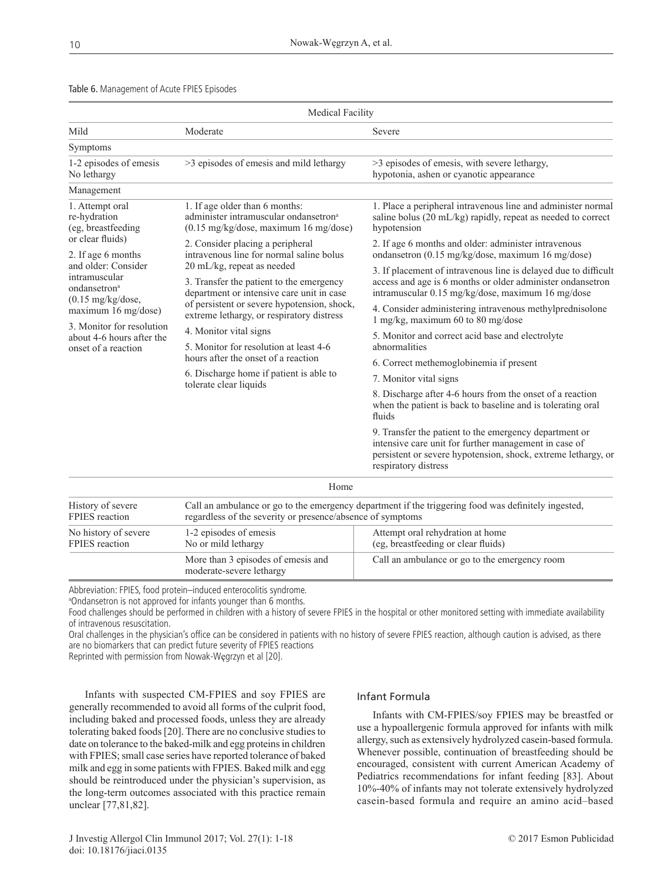Table 6. Management of Acute FPIES Episodes

| Medical Facility | | |
|---|---|---|
| **Mild** | **Moderate** | **Severe** |
| **Symptoms** | | |
| 1-2 episodes of emesis<br>No lethargy | >3 episodes of emesis and mild lethargy | >3 episodes of emesis, with severe lethargy, hypotonia, ashen or cyanotic appearance |
| **Management** | | |
| 1. Attempt oral re-hydration (eg, breastfeeding or clear fluids)<br>2. If age 6 months and older: Consider intramuscular ondansetron[a] (0.15 mg/kg/dose, maximum 16 mg/dose)<br>3. Monitor for resolution about 4-6 hours after the onset of a reaction | 1. If age older than 6 months: administer intramuscular ondansetron[a] (0.15 mg/kg/dose, maximum 16 mg/dose)<br>2. Consider placing a peripheral intravenous line for normal saline bolus 20 mL/kg, repeat as needed<br>3. Transfer the patient to the emergency department or intensive care unit in case of persistent or severe hypotension, shock, extreme lethargy, or respiratory distress<br>4. Monitor vital signs<br>5. Monitor for resolution at least 4-6 hours after the onset of a reaction<br>6. Discharge home if patient is able to tolerate clear liquids | 1. Place a peripheral intravenous line and administer normal saline bolus (20 mL/kg) rapidly, repeat as needed to correct hypotension<br>2. If age 6 months and older: administer intravenous ondansetron (0.15 mg/kg/dose, maximum 16 mg/dose)<br>3. If placement of intravenous line is delayed due to difficult access and age is 6 months or older administer ondansetron intramuscular 0.15 mg/kg/dose, maximum 16 mg/dose<br>4. Consider administering intravenous methylprednisolone 1 mg/kg, maximum 60 to 80 mg/dose<br>5. Monitor and correct acid base and electrolyte abnormalities<br>6. Correct methemoglobinemia if present<br>7. Monitor vital signs<br>8. Discharge after 4-6 hours from the onset of a reaction when the patient is back to baseline and is tolerating oral fluids<br>9. Transfer the patient to the emergency department or intensive care unit for further management in case of persistent or severe hypotension, shock, extreme lethargy, or respiratory distress |
| **Home** | | |
| History of severe FPIES reaction | Call an ambulance or go to the emergency department if the triggering food was definitely ingested, regardless of the severity or presence/absence of symptoms | |
| No history of severe FPIES reaction | 1-2 episodes of emesis<br>No or mild lethargy | Attempt oral rehydration at home (eg, breastfeeding or clear fluids) |
| | More than 3 episodes of emesis and moderate-severe lethargy | Call an ambulance or go to the emergency room |

Abbreviation: FPIES, food protein–induced enterocolitis syndrome.
[a]Ondansetron is not approved for infants younger than 6 months.
Food challenges should be performed in children with a history of severe FPIES in the hospital or other monitored setting with immediate availability of intravenous resuscitation.
Oral challenges in the physician's office can be considered in patients with no history of severe FPIES reaction, although caution is advised, as there are no biomarkers that can predict future severity of FPIES reactions
Reprinted with permission from Nowak-Węgrzyn et al [20].

Infants with suspected CM-FPIES and soy FPIES are generally recommended to avoid all forms of the culprit food, including baked and processed foods, unless they are already tolerating baked foods [20]. There are no conclusive studies to date on tolerance to the baked-milk and egg proteins in children with FPIES; small case series have reported tolerance of baked milk and egg in some patients with FPIES. Baked milk and egg should be reintroduced under the physician's supervision, as the long-term outcomes associated with this practice remain unclear [77,81,82].

## Infant Formula

Infants with CM-FPIES/soy FPIES may be breastfed or use a hypoallergenic formula approved for infants with milk allergy, such as extensively hydrolyzed casein-based formula. Whenever possible, continuation of breastfeeding should be encouraged, consistent with current American Academy of Pediatrics recommendations for infant feeding [83]. About 10%-40% of infants may not tolerate extensively hydrolyzed casein-based formula and require an amino acid–based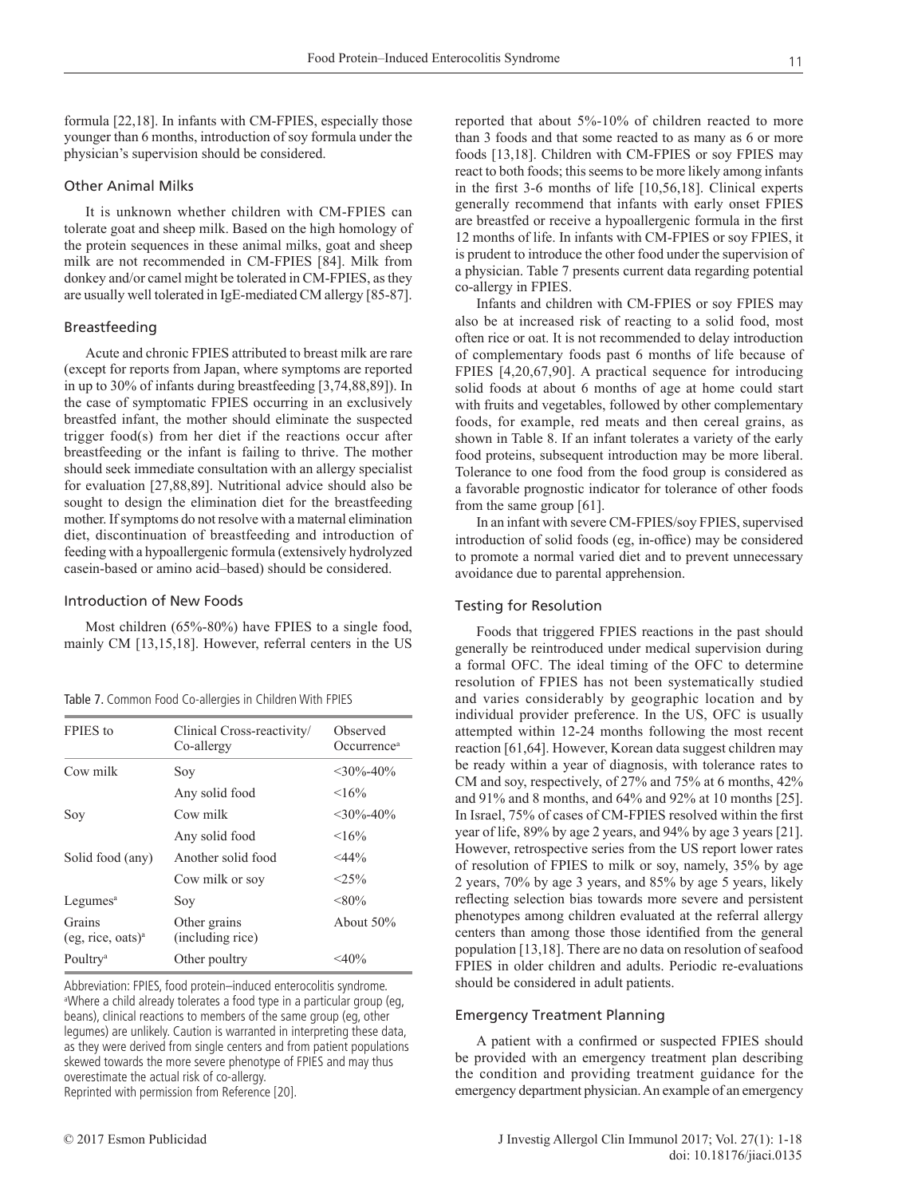formula [22,18]. In infants with CM-FPIES, especially those younger than 6 months, introduction of soy formula under the physician's supervision should be considered.

### Other Animal Milks

It is unknown whether children with CM-FPIES can tolerate goat and sheep milk. Based on the high homology of the protein sequences in these animal milks, goat and sheep milk are not recommended in CM-FPIES [84]. Milk from donkey and/or camel might be tolerated in CM-FPIES, as they are usually well tolerated in IgE-mediated CM allergy [85-87].

### Breastfeeding

Acute and chronic FPIES attributed to breast milk are rare (except for reports from Japan, where symptoms are reported in up to 30% of infants during breastfeeding [3,74,88,89]). In the case of symptomatic FPIES occurring in an exclusively breastfed infant, the mother should eliminate the suspected trigger food(s) from her diet if the reactions occur after breastfeeding or the infant is failing to thrive. The mother should seek immediate consultation with an allergy specialist for evaluation [27,88,89]. Nutritional advice should also be sought to design the elimination diet for the breastfeeding mother. If symptoms do not resolve with a maternal elimination diet, discontinuation of breastfeeding and introduction of feeding with a hypoallergenic formula (extensively hydrolyzed casein-based or amino acid–based) should be considered.

### Introduction of New Foods

Most children (65%-80%) have FPIES to a single food, mainly CM [13,15,18]. However, referral centers in the US reported that about 5%-10% of children reacted to more than 3 foods and that some reacted to as many as 6 or more foods [13,18]. Children with CM-FPIES or soy FPIES may react to both foods; this seems to be more likely among infants in the first 3-6 months of life [10,56,18]. Clinical experts generally recommend that infants with early onset FPIES are breastfed or receive a hypoallergenic formula in the first 12 months of life. In infants with CM-FPIES or soy FPIES, it is prudent to introduce the other food under the supervision of a physician. Table 7 presents current data regarding potential co-allergy in FPIES.

Table 7. Common Food Co-allergies in Children With FPIES

| FPIES to | Clinical Cross-reactivity/ Co-allergy | Observed Occurrence[a] |
|---|---|---|
| Cow milk | Soy | <30%-40% |
| | Any solid food | <16% |
| Soy | Cow milk | <30%-40% |
| | Any solid food | <16% |
| Solid food (any) | Another solid food | <44% |
| | Cow milk or soy | <25% |
| Legumes[a] | Soy | <80% |
| Grains (eg, rice, oats)[a] | Other grains (including rice) | About 50% |
| Poultry[a] | Other poultry | <40% |

Abbreviation: FPIES, food protein–induced enterocolitis syndrome.
[a]Where a child already tolerates a food type in a particular group (eg, beans), clinical reactions to members of the same group (eg, other legumes) are unlikely. Caution is warranted in interpreting these data, as they were derived from single centers and from patient populations skewed towards the more severe phenotype of FPIES and may thus overestimate the actual risk of co-allergy.
Reprinted with permission from Reference [20].

Infants and children with CM-FPIES or soy FPIES may also be at increased risk of reacting to a solid food, most often rice or oat. It is not recommended to delay introduction of complementary foods past 6 months of life because of FPIES [4,20,67,90]. A practical sequence for introducing solid foods at about 6 months of age at home could start with fruits and vegetables, followed by other complementary foods, for example, red meats and then cereal grains, as shown in Table 8. If an infant tolerates a variety of the early food proteins, subsequent introduction may be more liberal. Tolerance to one food from the food group is considered as a favorable prognostic indicator for tolerance of other foods from the same group [61].

In an infant with severe CM-FPIES/soy FPIES, supervised introduction of solid foods (eg, in-office) may be considered to promote a normal varied diet and to prevent unnecessary avoidance due to parental apprehension.

### Testing for Resolution

Foods that triggered FPIES reactions in the past should generally be reintroduced under medical supervision during a formal OFC. The ideal timing of the OFC to determine resolution of FPIES has not been systematically studied and varies considerably by geographic location and by individual provider preference. In the US, OFC is usually attempted within 12-24 months following the most recent reaction [61,64]. However, Korean data suggest children may be ready within a year of diagnosis, with tolerance rates to CM and soy, respectively, of 27% and 75% at 6 months, 42% and 91% and 8 months, and 64% and 92% at 10 months [25]. In Israel, 75% of cases of CM-FPIES resolved within the first year of life, 89% by age 2 years, and 94% by age 3 years [21]. However, retrospective series from the US report lower rates of resolution of FPIES to milk or soy, namely, 35% by age 2 years, 70% by age 3 years, and 85% by age 5 years, likely reflecting selection bias towards more severe and persistent phenotypes among children evaluated at the referral allergy centers than among those those identified from the general population [13,18]. There are no data on resolution of seafood FPIES in older children and adults. Periodic re-evaluations should be considered in adult patients.

### Emergency Treatment Planning

A patient with a confirmed or suspected FPIES should be provided with an emergency treatment plan describing the condition and providing treatment guidance for the emergency department physician. An example of an emergency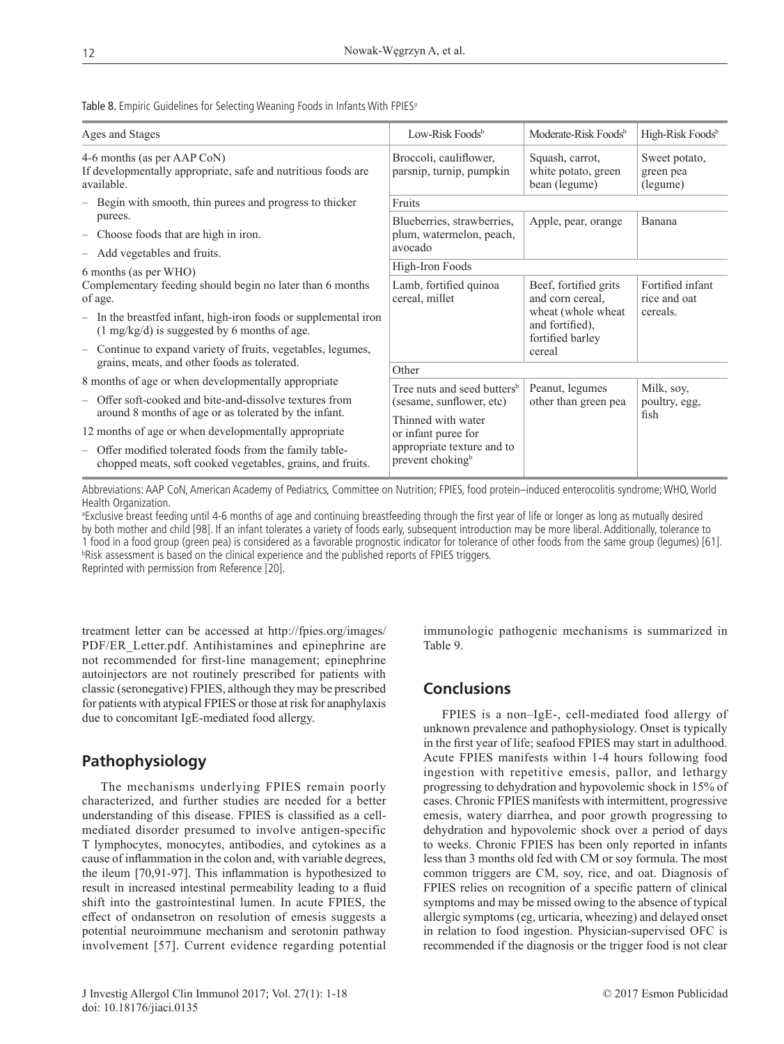Table 8. Empiric Guidelines for Selecting Weaning Foods in Infants With FPIES[a]

| Ages and Stages | Low-Risk Foods[b] | Moderate-Risk Foods[b] | High-Risk Foods[b] |
|---|---|---|---|
| 4-6 months (as per AAP CoN)<br>If developmentally appropriate, safe and nutritious foods are available.<br>– Begin with smooth, thin purees and progress to thicker purees.<br>– Choose foods that are high in iron.<br>– Add vegetables and fruits.<br>6 months (as per WHO)<br>Complementary feeding should begin no later than 6 months of age.<br>– In the breastfed infant, high-iron foods or supplemental iron (1 mg/kg/d) is suggested by 6 months of age.<br>– Continue to expand variety of fruits, vegetables, legumes, grains, meats, and other foods as tolerated.<br>8 months of age or when developmentally appropriate<br>– Offer soft-cooked and bite-and-dissolve textures from around 8 months of age or as tolerated by the infant.<br>12 months of age or when developmentally appropriate<br>– Offer modified tolerated foods from the family table-chopped meats, soft cooked vegetables, grains, and fruits. | Broccoli, cauliflower, parsnip, turnip, pumpkin | Squash, carrot, white potato, green bean (legume) | Sweet potato, green pea (legume) |
| | Fruits | | |
| | Blueberries, strawberries, plum, watermelon, peach, avocado | Apple, pear, orange | Banana |
| | High-Iron Foods | | |
| | Lamb, fortified quinoa cereal, millet | Beef, fortified grits and corn cereal, wheat (whole wheat and fortified), fortified barley cereal | Fortified infant rice and oat cereals. |
| | Other | | |
| | Tree nuts and seed butters[b] (sesame, sunflower, etc)<br>Thinned with water or infant puree for appropriate texture and to prevent choking[b] | Peanut, legumes other than green pea | Milk, soy, poultry, egg, fish |

Abbreviations: AAP CoN, American Academy of Pediatrics, Committee on Nutrition; FPIES, food protein–induced enterocolitis syndrome; WHO, World Health Organization.

[a]Exclusive breast feeding until 4-6 months of age and continuing breastfeeding through the first year of life or longer as long as mutually desired by both mother and child [98]. If an infant tolerates a variety of foods early, subsequent introduction may be more liberal. Additionally, tolerance to 1 food in a food group (green pea) is considered as a favorable prognostic indicator for tolerance of other foods from the same group (legumes) [61].

[b]Risk assessment is based on the clinical experience and the published reports of FPIES triggers.

Reprinted with permission from Reference [20].

treatment letter can be accessed at http://fpies.org/images/PDF/ER_Letter.pdf. Antihistamines and epinephrine are not recommended for first-line management; epinephrine autoinjectors are not routinely prescribed for patients with classic (seronegative) FPIES, although they may be prescribed for patients with atypical FPIES or those at risk for anaphylaxis due to concomitant IgE-mediated food allergy.

## Pathophysiology

The mechanisms underlying FPIES remain poorly characterized, and further studies are needed for a better understanding of this disease. FPIES is classified as a cell-mediated disorder presumed to involve antigen-specific T lymphocytes, monocytes, antibodies, and cytokines as a cause of inflammation in the colon and, with variable degrees, the ileum [70,91-97]. This inflammation is hypothesized to result in increased intestinal permeability leading to a fluid shift into the gastrointestinal lumen. In acute FPIES, the effect of ondansetron on resolution of emesis suggests a potential neuroimmune mechanism and serotonin pathway involvement [57]. Current evidence regarding potential immunologic pathogenic mechanisms is summarized in Table 9.

## Conclusions

FPIES is a non–IgE-, cell-mediated food allergy of unknown prevalence and pathophysiology. Onset is typically in the first year of life; seafood FPIES may start in adulthood. Acute FPIES manifests within 1-4 hours following food ingestion with repetitive emesis, pallor, and lethargy progressing to dehydration and hypovolemic shock in 15% of cases. Chronic FPIES manifests with intermittent, progressive emesis, watery diarrhea, and poor growth progressing to dehydration and hypovolemic shock over a period of days to weeks. Chronic FPIES has been only reported in infants less than 3 months old fed with CM or soy formula. The most common triggers are CM, soy, rice, and oat. Diagnosis of FPIES relies on recognition of a specific pattern of clinical symptoms and may be missed owing to the absence of typical allergic symptoms (eg, urticaria, wheezing) and delayed onset in relation to food ingestion. Physician-supervised OFC is recommended if the diagnosis or the trigger food is not clear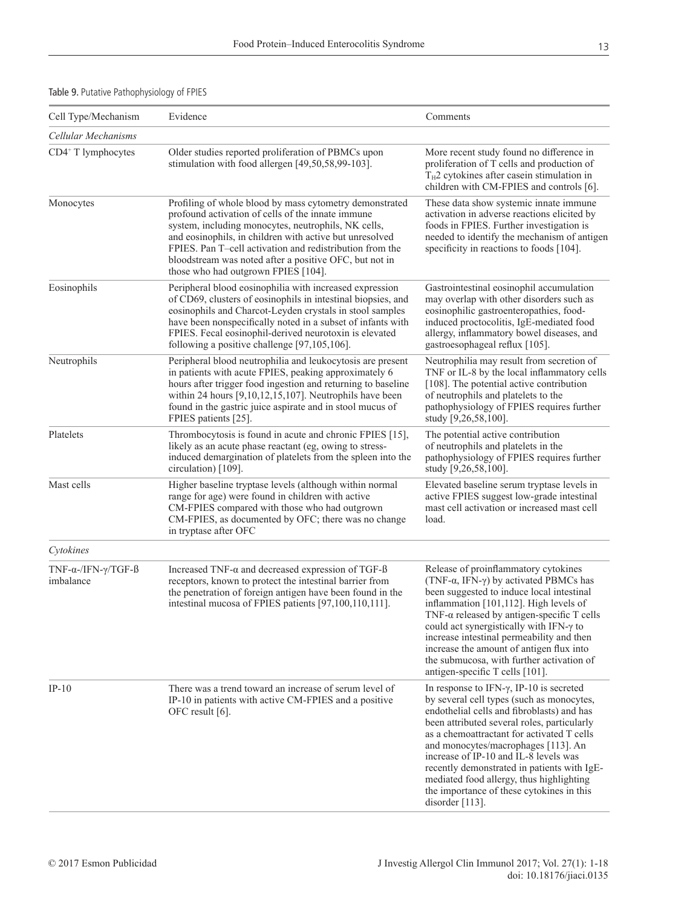Table 9. Putative Pathophysiology of FPIES

| Cell Type/Mechanism | Evidence | Comments |
|---|---|---|
| *Cellular Mechanisms* | | |
| $CD4^+$ T lymphocytes | Older studies reported proliferation of PBMCs upon stimulation with food allergen [49,50,58,99-103]. | More recent study found no difference in proliferation of T cells and production of $T_H2$ cytokines after casein stimulation in children with CM-FPIES and controls [6]. |
| Monocytes | Profiling of whole blood by mass cytometry demonstrated profound activation of cells of the innate immune system, including monocytes, neutrophils, NK cells, and eosinophils, in children with active but unresolved FPIES. Pan T–cell activation and redistribution from the bloodstream was noted after a positive OFC, but not in those who had outgrown FPIES [104]. | These data show systemic innate immune activation in adverse reactions elicited by foods in FPIES. Further investigation is needed to identify the mechanism of antigen specificity in reactions to foods [104]. |
| Eosinophils | Peripheral blood eosinophilia with increased expression of CD69, clusters of eosinophils in intestinal biopsies, and eosinophils and Charcot-Leyden crystals in stool samples have been nonspecifically noted in a subset of infants with FPIES. Fecal eosinophil-derived neurotoxin is elevated following a positive challenge [97,105,106]. | Gastrointestinal eosinophil accumulation may overlap with other disorders such as eosinophilic gastroenteropathies, food-induced proctocolitis, IgE-mediated food allergy, inflammatory bowel diseases, and gastroesophageal reflux [105]. |
| Neutrophils | Peripheral blood neutrophilia and leukocytosis are present in patients with acute FPIES, peaking approximately 6 hours after trigger food ingestion and returning to baseline within 24 hours [9,10,12,15,107]. Neutrophils have been found in the gastric juice aspirate and in stool mucus of FPIES patients [25]. | Neutrophilia may result from secretion of TNF or IL-8 by the local inflammatory cells [108]. The potential active contribution of neutrophils and platelets to the pathophysiology of FPIES requires further study [9,26,58,100]. |
| Platelets | Thrombocytosis is found in acute and chronic FPIES [15], likely as an acute phase reactant (eg, owing to stress-induced demargination of platelets from the spleen into the circulation) [109]. | The potential active contribution of neutrophils and platelets in the pathophysiology of FPIES requires further study [9,26,58,100]. |
| Mast cells | Higher baseline tryptase levels (although within normal range for age) were found in children with active CM-FPIES compared with those who had outgrown CM-FPIES, as documented by OFC; there was no change in tryptase after OFC | Elevated baseline serum tryptase levels in active FPIES suggest low-grade intestinal mast cell activation or increased mast cell load. |
| *Cytokines* | | |
| TNF-α-/IFN-γ/TGF-ß imbalance | Increased TNF-α and decreased expression of TGF-ß receptors, known to protect the intestinal barrier from the penetration of foreign antigen have been found in the intestinal mucosa of FPIES patients [97,100,110,111]. | Release of proinflammatory cytokines (TNF-α, IFN-γ) by activated PBMCs has been suggested to induce local intestinal inflammation [101,112]. High levels of TNF-α released by antigen-specific T cells could act synergistically with IFN-γ to increase intestinal permeability and then increase the amount of antigen flux into the submucosa, with further activation of antigen-specific T cells [101]. |
| IP-10 | There was a trend toward an increase of serum level of IP-10 in patients with active CM-FPIES and a positive OFC result [6]. | In response to IFN-γ, IP-10 is secreted by several cell types (such as monocytes, endothelial cells and fibroblasts) and has been attributed several roles, particularly as a chemoattractant for activated T cells and monocytes/macrophages [113]. An increase of IP-10 and IL-8 levels was recently demonstrated in patients with IgE-mediated food allergy, thus highlighting the importance of these cytokines in this disorder [113]. |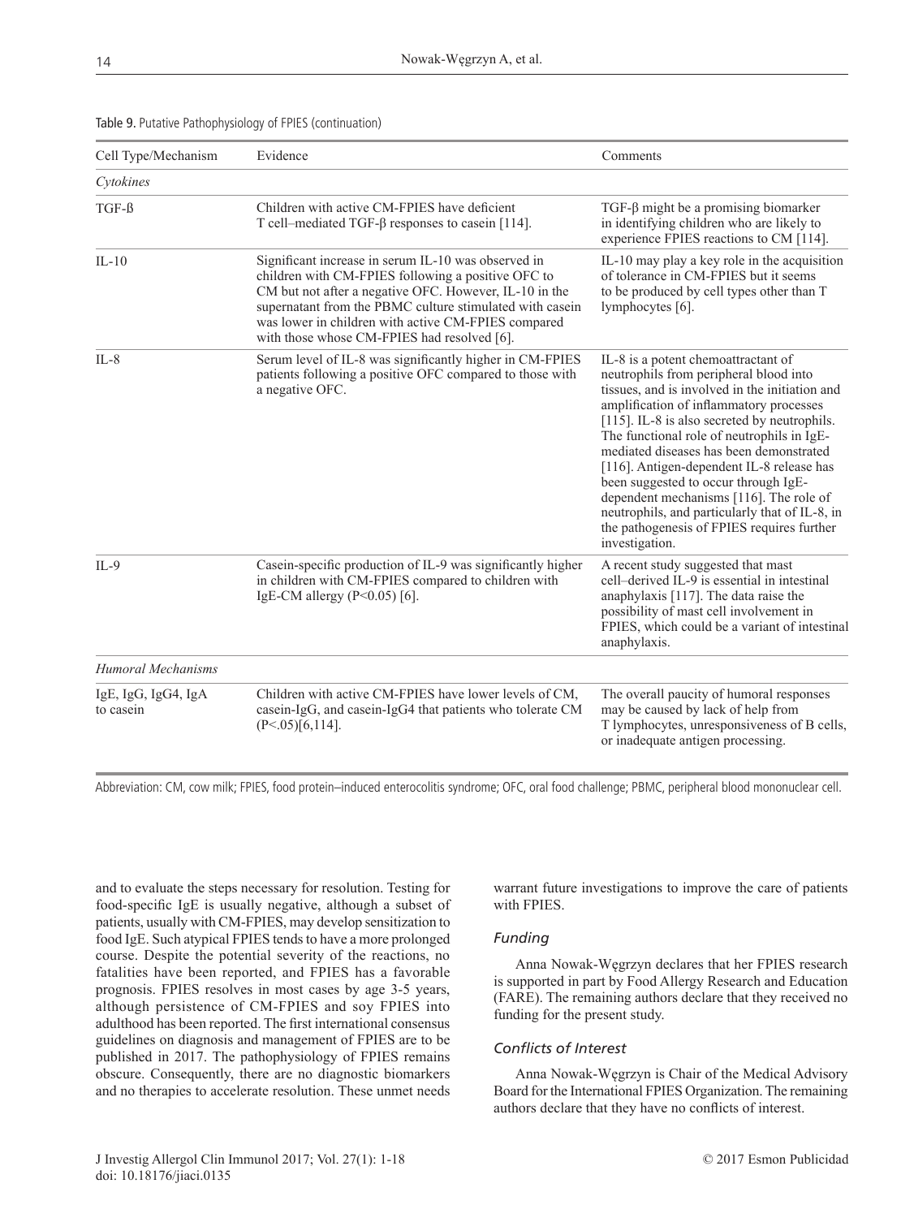Table 9. Putative Pathophysiology of FPIES (continuation)

| Cell Type/Mechanism | Evidence | Comments |
|---|---|---|
| *Cytokines* | | |
| TGF-ß | Children with active CM-FPIES have deficient T cell–mediated TGF-β responses to casein [114]. | TGF-β might be a promising biomarker in identifying children who are likely to experience FPIES reactions to CM [114]. |
| IL-10 | Significant increase in serum IL-10 was observed in children with CM-FPIES following a positive OFC to CM but not after a negative OFC. However, IL-10 in the supernatant from the PBMC culture stimulated with casein was lower in children with active CM-FPIES compared with those whose CM-FPIES had resolved [6]. | IL-10 may play a key role in the acquisition of tolerance in CM-FPIES but it seems to be produced by cell types other than T lymphocytes [6]. |
| IL-8 | Serum level of IL-8 was significantly higher in CM-FPIES patients following a positive OFC compared to those with a negative OFC. | IL-8 is a potent chemoattractant of neutrophils from peripheral blood into tissues, and is involved in the initiation and amplification of inflammatory processes [115]. IL-8 is also secreted by neutrophils. The functional role of neutrophils in IgE-mediated diseases has been demonstrated [116]. Antigen-dependent IL-8 release has been suggested to occur through IgE-dependent mechanisms [116]. The role of neutrophils, and particularly that of IL-8, in the pathogenesis of FPIES requires further investigation. |
| IL-9 | Casein-specific production of IL-9 was significantly higher in children with CM-FPIES compared to children with IgE-CM allergy ($P<0.05$) [6]. | A recent study suggested that mast cell–derived IL-9 is essential in intestinal anaphylaxis [117]. The data raise the possibility of mast cell involvement in FPIES, which could be a variant of intestinal anaphylaxis. |
| *Humoral Mechanisms* | | |
| IgE, IgG, IgG4, IgA to casein | Children with active CM-FPIES have lower levels of CM, casein-IgG, and casein-IgG4 that patients who tolerate CM ($P<.05$)[6,114]. | The overall paucity of humoral responses may be caused by lack of help from T lymphocytes, unresponsiveness of B cells, or inadequate antigen processing. |

Abbreviation: CM, cow milk; FPIES, food protein–induced enterocolitis syndrome; OFC, oral food challenge; PBMC, peripheral blood mononuclear cell.

and to evaluate the steps necessary for resolution. Testing for food-specific IgE is usually negative, although a subset of patients, usually with CM-FPIES, may develop sensitization to food IgE. Such atypical FPIES tends to have a more prolonged course. Despite the potential severity of the reactions, no fatalities have been reported, and FPIES has a favorable prognosis. FPIES resolves in most cases by age 3-5 years, although persistence of CM-FPIES and soy FPIES into adulthood has been reported. The first international consensus guidelines on diagnosis and management of FPIES are to be published in 2017. The pathophysiology of FPIES remains obscure. Consequently, there are no diagnostic biomarkers and no therapies to accelerate resolution. These unmet needs warrant future investigations to improve the care of patients with FPIES.

### *Funding*

Anna Nowak-Węgrzyn declares that her FPIES research is supported in part by Food Allergy Research and Education (FARE). The remaining authors declare that they received no funding for the present study.

### *Conflicts of Interest*

Anna Nowak-Węgrzyn is Chair of the Medical Advisory Board for the International FPIES Organization. The remaining authors declare that they have no conflicts of interest.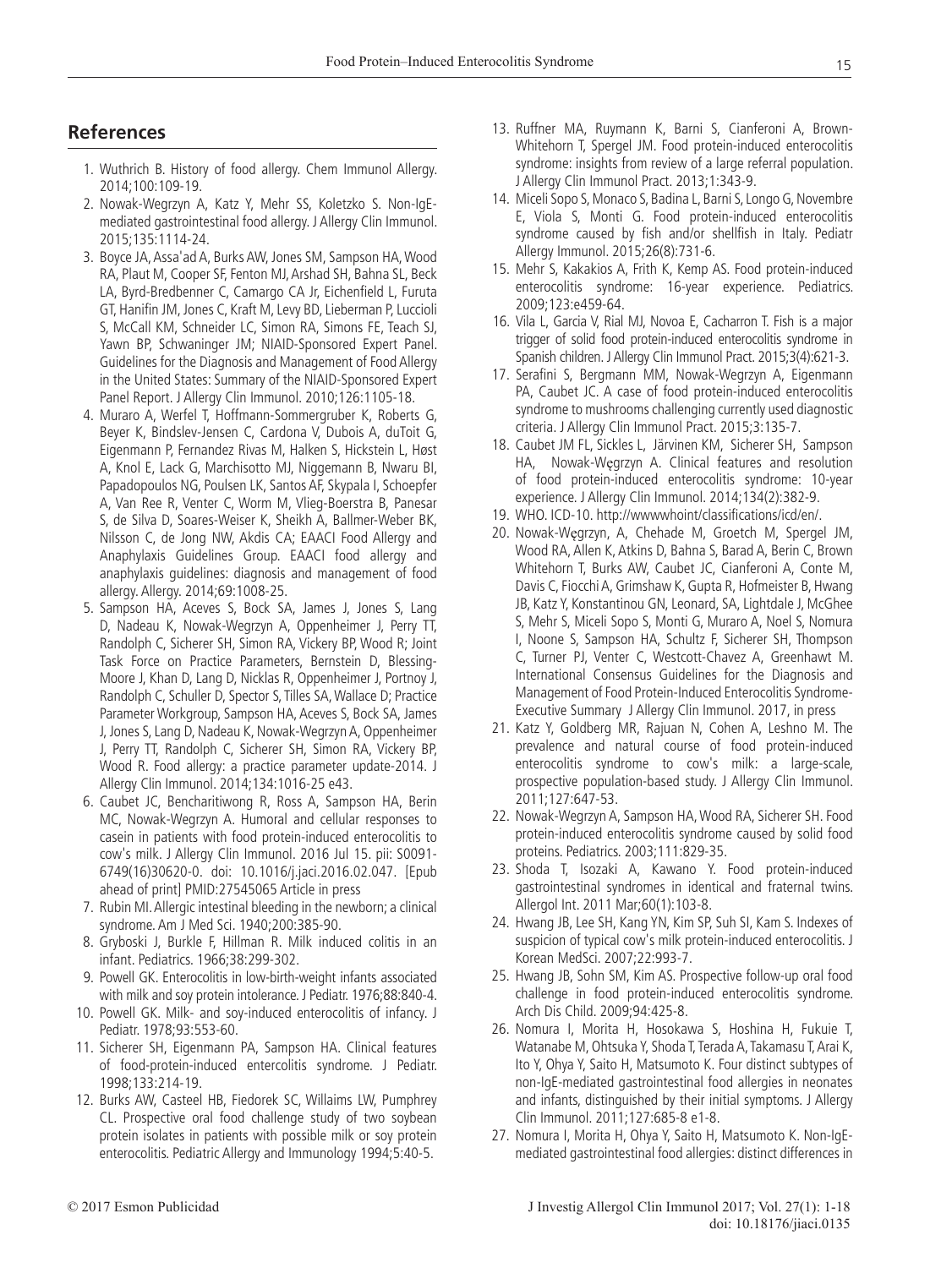## References

1. Wuthrich B. History of food allergy. Chem Immunol Allergy. 2014;100:109-19.
2. Nowak-Wegrzyn A, Katz Y, Mehr SS, Koletzko S. Non-IgE-mediated gastrointestinal food allergy. J Allergy Clin Immunol. 2015;135:1114-24.
3. Boyce JA, Assa'ad A, Burks AW, Jones SM, Sampson HA, Wood RA, Plaut M, Cooper SF, Fenton MJ, Arshad SH, Bahna SL, Beck LA, Byrd-Bredbenner C, Camargo CA Jr, Eichenfield L, Furuta GT, Hanifin JM, Jones C, Kraft M, Levy BD, Lieberman P, Luccioli S, McCall KM, Schneider LC, Simon RA, Simons FE, Teach SJ, Yawn BP, Schwaninger JM; NIAID-Sponsored Expert Panel. Guidelines for the Diagnosis and Management of Food Allergy in the United States: Summary of the NIAID-Sponsored Expert Panel Report. J Allergy Clin Immunol. 2010;126:1105-18.
4. Muraro A, Werfel T, Hoffmann-Sommergruber K, Roberts G, Beyer K, Bindslev-Jensen C, Cardona V, Dubois A, duToit G, Eigenmann P, Fernandez Rivas M, Halken S, Hickstein L, Høst A, Knol E, Lack G, Marchisotto MJ, Niggemann B, Nwaru BI, Papadopoulos NG, Poulsen LK, Santos AF, Skypala I, Schoepfer A, Van Ree R, Venter C, Worm M, Vlieg-Boerstra B, Panesar S, de Silva D, Soares-Weiser K, Sheikh A, Ballmer-Weber BK, Nilsson C, de Jong NW, Akdis CA; EAACI Food Allergy and Anaphylaxis Guidelines Group. EAACI food allergy and anaphylaxis guidelines: diagnosis and management of food allergy. Allergy. 2014;69:1008-25.
5. Sampson HA, Aceves S, Bock SA, James J, Jones S, Lang D, Nadeau K, Nowak-Wegrzyn A, Oppenheimer J, Perry TT, Randolph C, Sicherer SH, Simon RA, Vickery BP, Wood R; Joint Task Force on Practice Parameters, Bernstein D, Blessing-Moore J, Khan D, Lang D, Nicklas R, Oppenheimer J, Portnoy J, Randolph C, Schuller D, Spector S, Tilles SA, Wallace D; Practice Parameter Workgroup, Sampson HA, Aceves S, Bock SA, James J, Jones S, Lang D, Nadeau K, Nowak-Wegrzyn A, Oppenheimer J, Perry TT, Randolph C, Sicherer SH, Simon RA, Vickery BP, Wood R. Food allergy: a practice parameter update-2014. J Allergy Clin Immunol. 2014;134:1016-25 e43.
6. Caubet JC, Bencharitiwong R, Ross A, Sampson HA, Berin MC, Nowak-Wegrzyn A. Humoral and cellular responses to casein in patients with food protein-induced enterocolitis to cow's milk. J Allergy Clin Immunol. 2016 Jul 15. pii: S0091-6749(16)30620-0. doi: 10.1016/j.jaci.2016.02.047. [Epub ahead of print] PMID:27545065 Article in press
7. Rubin MI. Allergic intestinal bleeding in the newborn; a clinical syndrome. Am J Med Sci. 1940;200:385-90.
8. Gryboski J, Burkle F, Hillman R. Milk induced colitis in an infant. Pediatrics. 1966;38:299-302.
9. Powell GK. Enterocolitis in low-birth-weight infants associated with milk and soy protein intolerance. J Pediatr. 1976;88:840-4.
10. Powell GK. Milk- and soy-induced enterocolitis of infancy. J Pediatr. 1978;93:553-60.
11. Sicherer SH, Eigenmann PA, Sampson HA. Clinical features of food-protein-induced entercolitis syndrome. J Pediatr. 1998;133:214-19.
12. Burks AW, Casteel HB, Fiedorek SC, Willaims LW, Pumphrey CL. Prospective oral food challenge study of two soybean protein isolates in patients with possible milk or soy protein enterocolitis. Pediatric Allergy and Immunology 1994;5:40-5.
13. Ruffner MA, Ruymann K, Barni S, Cianferoni A, Brown-Whitehorn T, Spergel JM. Food protein-induced enterocolitis syndrome: insights from review of a large referral population. J Allergy Clin Immunol Pract. 2013;1:343-9.
14. Miceli Sopo S, Monaco S, Badina L, Barni S, Longo G, Novembre E, Viola S, Monti G. Food protein-induced enterocolitis syndrome caused by fish and/or shellfish in Italy. Pediatr Allergy Immunol. 2015;26(8):731-6.
15. Mehr S, Kakakios A, Frith K, Kemp AS. Food protein-induced enterocolitis syndrome: 16-year experience. Pediatrics. 2009;123:e459-64.
16. Vila L, Garcia V, Rial MJ, Novoa E, Cacharron T. Fish is a major trigger of solid food protein-induced enterocolitis syndrome in Spanish children. J Allergy Clin Immunol Pract. 2015;3(4):621-3.
17. Serafini S, Bergmann MM, Nowak-Wegrzyn A, Eigenmann PA, Caubet JC. A case of food protein-induced enterocolitis syndrome to mushrooms challenging currently used diagnostic criteria. J Allergy Clin Immunol Pract. 2015;3:135-7.
18. Caubet JM FL, Sickles L, Järvinen KM, Sicherer SH, Sampson HA, Nowak-Węgrzyn A. Clinical features and resolution of food protein-induced enterocolitis syndrome: 10-year experience. J Allergy Clin Immunol. 2014;134(2):382-9.
19. WHO. ICD-10. http://wwwwhoint/classifications/icd/en/.
20. Nowak-Węgrzyn, A, Chehade M, Groetch M, Spergel JM, Wood RA, Allen K, Atkins D, Bahna S, Barad A, Berin C, Brown Whitehorn T, Burks AW, Caubet JC, Cianferoni A, Conte M, Davis C, Fiocchi A, Grimshaw K, Gupta R, Hofmeister B, Hwang JB, Katz Y, Konstantinou GN, Leonard, SA, Lightdale J, McGhee S, Mehr S, Miceli Sopo S, Monti G, Muraro A, Noel S, Nomura I, Noone S, Sampson HA, Schultz F, Sicherer SH, Thompson C, Turner PJ, Venter C, Westcott-Chavez A, Greenhawt M. International Consensus Guidelines for the Diagnosis and Management of Food Protein-Induced Enterocolitis Syndrome-Executive Summary J Allergy Clin Immunol. 2017, in press
21. Katz Y, Goldberg MR, Rajuan N, Cohen A, Leshno M. The prevalence and natural course of food protein-induced enterocolitis syndrome to cow's milk: a large-scale, prospective population-based study. J Allergy Clin Immunol. 2011;127:647-53.
22. Nowak-Wegrzyn A, Sampson HA, Wood RA, Sicherer SH. Food protein-induced enterocolitis syndrome caused by solid food proteins. Pediatrics. 2003;111:829-35.
23. Shoda T, Isozaki A, Kawano Y. Food protein-induced gastrointestinal syndromes in identical and fraternal twins. Allergol Int. 2011 Mar;60(1):103-8.
24. Hwang JB, Lee SH, Kang YN, Kim SP, Suh SI, Kam S. Indexes of suspicion of typical cow's milk protein-induced enterocolitis. J Korean MedSci. 2007;22:993-7.
25. Hwang JB, Sohn SM, Kim AS. Prospective follow-up oral food challenge in food protein-induced enterocolitis syndrome. Arch Dis Child. 2009;94:425-8.
26. Nomura I, Morita H, Hosokawa S, Hoshina H, Fukuie T, Watanabe M, Ohtsuka Y, Shoda T, Terada A, Takamasu T, Arai K, Ito Y, Ohya Y, Saito H, Matsumoto K. Four distinct subtypes of non-IgE-mediated gastrointestinal food allergies in neonates and infants, distinguished by their initial symptoms. J Allergy Clin Immunol. 2011;127:685-8 e1-8.
27. Nomura I, Morita H, Ohya Y, Saito H, Matsumoto K. Non-IgE-mediated gastrointestinal food allergies: distinct differences in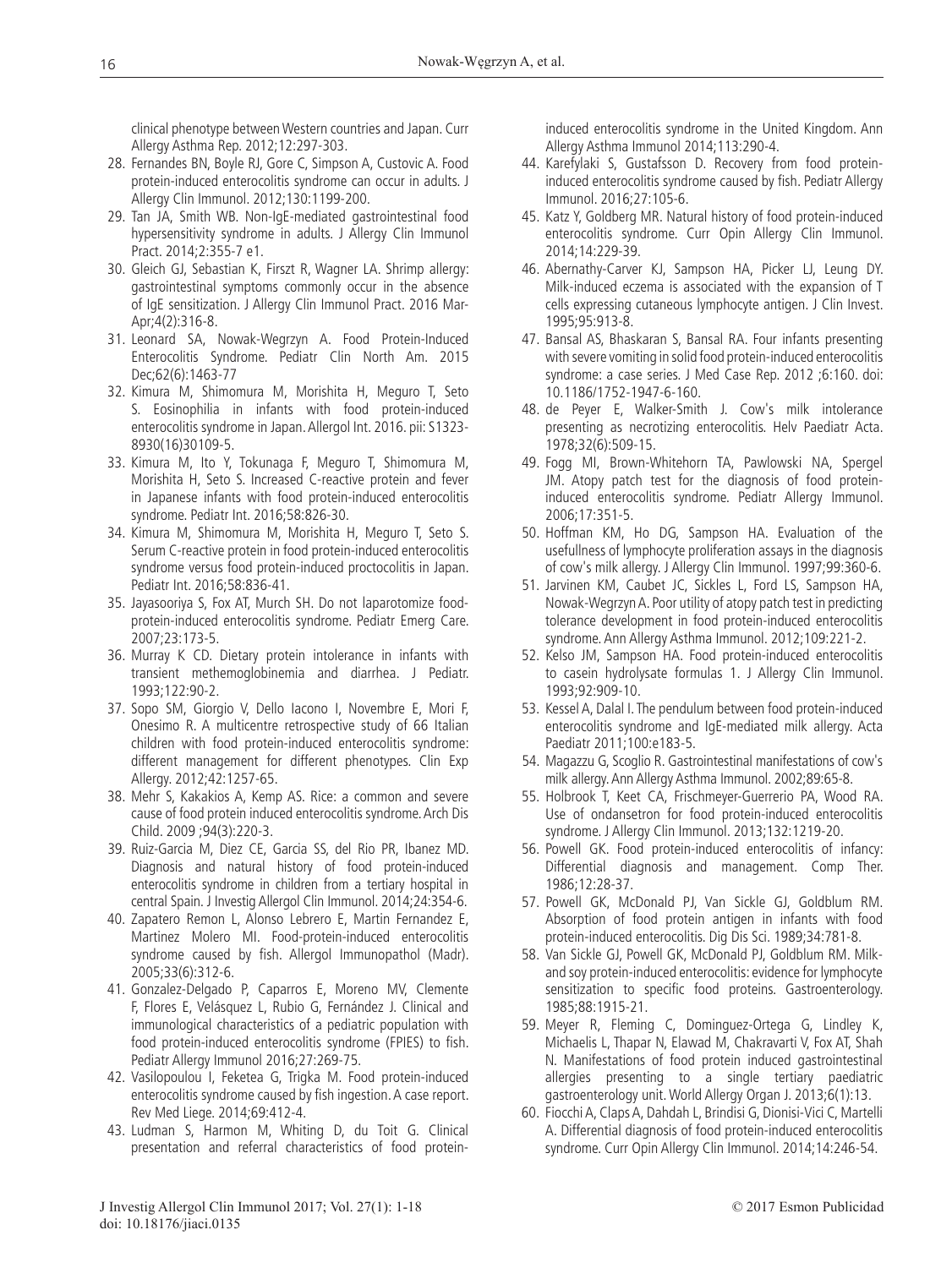clinical phenotype between Western countries and Japan. Curr Allergy Asthma Rep. 2012;12:297-303.

28. Fernandes BN, Boyle RJ, Gore C, Simpson A, Custovic A. Food protein-induced enterocolitis syndrome can occur in adults. J Allergy Clin Immunol. 2012;130:1199-200.
29. Tan JA, Smith WB. Non-IgE-mediated gastrointestinal food hypersensitivity syndrome in adults. J Allergy Clin Immunol Pract. 2014;2:355-7 e1.
30. Gleich GJ, Sebastian K, Firszt R, Wagner LA. Shrimp allergy: gastrointestinal symptoms commonly occur in the absence of IgE sensitization. J Allergy Clin Immunol Pract. 2016 Mar-Apr;4(2):316-8.
31. Leonard SA, Nowak-Wegrzyn A. Food Protein-Induced Enterocolitis Syndrome. Pediatr Clin North Am. 2015 Dec;62(6):1463-77
32. Kimura M, Shimomura M, Morishita H, Meguro T, Seto S. Eosinophilia in infants with food protein-induced enterocolitis syndrome in Japan. Allergol Int. 2016. pii: S1323-8930(16)30109-5.
33. Kimura M, Ito Y, Tokunaga F, Meguro T, Shimomura M, Morishita H, Seto S. Increased C-reactive protein and fever in Japanese infants with food protein-induced enterocolitis syndrome. Pediatr Int. 2016;58:826-30.
34. Kimura M, Shimomura M, Morishita H, Meguro T, Seto S. Serum C-reactive protein in food protein-induced enterocolitis syndrome versus food protein-induced proctocolitis in Japan. Pediatr Int. 2016;58:836-41.
35. Jayasooriya S, Fox AT, Murch SH. Do not laparotomize food-protein-induced enterocolitis syndrome. Pediatr Emerg Care. 2007;23:173-5.
36. Murray K CD. Dietary protein intolerance in infants with transient methemoglobinemia and diarrhea. J Pediatr. 1993;122:90-2.
37. Sopo SM, Giorgio V, Dello Iacono I, Novembre E, Mori F, Onesimo R. A multicentre retrospective study of 66 Italian children with food protein-induced enterocolitis syndrome: different management for different phenotypes. Clin Exp Allergy. 2012;42:1257-65.
38. Mehr S, Kakakios A, Kemp AS. Rice: a common and severe cause of food protein induced enterocolitis syndrome. Arch Dis Child. 2009 ;94(3):220-3.
39. Ruiz-Garcia M, Diez CE, Garcia SS, del Rio PR, Ibanez MD. Diagnosis and natural history of food protein-induced enterocolitis syndrome in children from a tertiary hospital in central Spain. J Investig Allergol Clin Immunol. 2014;24:354-6.
40. Zapatero Remon L, Alonso Lebrero E, Martin Fernandez E, Martinez Molero MI. Food-protein-induced enterocolitis syndrome caused by fish. Allergol Immunopathol (Madr). 2005;33(6):312-6.
41. Gonzalez-Delgado P, Caparros E, Moreno MV, Clemente F, Flores E, Velásquez L, Rubio G, Fernández J. Clinical and immunological characteristics of a pediatric population with food protein-induced enterocolitis syndrome (FPIES) to fish. Pediatr Allergy Immunol 2016;27:269-75.
42. Vasilopoulou I, Feketea G, Trigka M. Food protein-induced enterocolitis syndrome caused by fish ingestion. A case report. Rev Med Liege. 2014;69:412-4.
43. Ludman S, Harmon M, Whiting D, du Toit G. Clinical presentation and referral characteristics of food protein-induced enterocolitis syndrome in the United Kingdom. Ann Allergy Asthma Immunol 2014;113:290-4.
44. Karefylaki S, Gustafsson D. Recovery from food protein-induced enterocolitis syndrome caused by fish. Pediatr Allergy Immunol. 2016;27:105-6.
45. Katz Y, Goldberg MR. Natural history of food protein-induced enterocolitis syndrome. Curr Opin Allergy Clin Immunol. 2014;14:229-39.
46. Abernathy-Carver KJ, Sampson HA, Picker LJ, Leung DY. Milk-induced eczema is associated with the expansion of T cells expressing cutaneous lymphocyte antigen. J Clin Invest. 1995;95:913-8.
47. Bansal AS, Bhaskaran S, Bansal RA. Four infants presenting with severe vomiting in solid food protein-induced enterocolitis syndrome: a case series. J Med Case Rep. 2012 ;6:160. doi: 10.1186/1752-1947-6-160.
48. de Peyer E, Walker-Smith J. Cow's milk intolerance presenting as necrotizing enterocolitis. Helv Paediatr Acta. 1978;32(6):509-15.
49. Fogg MI, Brown-Whitehorn TA, Pawlowski NA, Spergel JM. Atopy patch test for the diagnosis of food protein-induced enterocolitis syndrome. Pediatr Allergy Immunol. 2006;17:351-5.
50. Hoffman KM, Ho DG, Sampson HA. Evaluation of the usefullness of lymphocyte proliferation assays in the diagnosis of cow's milk allergy. J Allergy Clin Immunol. 1997;99:360-6.
51. Jarvinen KM, Caubet JC, Sickles L, Ford LS, Sampson HA, Nowak-Wegrzyn A. Poor utility of atopy patch test in predicting tolerance development in food protein-induced enterocolitis syndrome. Ann Allergy Asthma Immunol. 2012;109:221-2.
52. Kelso JM, Sampson HA. Food protein-induced enterocolitis to casein hydrolysate formulas 1. J Allergy Clin Immunol. 1993;92:909-10.
53. Kessel A, Dalal I. The pendulum between food protein-induced enterocolitis syndrome and IgE-mediated milk allergy. Acta Paediatr 2011;100:e183-5.
54. Magazzu G, Scoglio R. Gastrointestinal manifestations of cow's milk allergy. Ann Allergy Asthma Immunol. 2002;89:65-8.
55. Holbrook T, Keet CA, Frischmeyer-Guerrerio PA, Wood RA. Use of ondansetron for food protein-induced enterocolitis syndrome. J Allergy Clin Immunol. 2013;132:1219-20.
56. Powell GK. Food protein-induced enterocolitis of infancy: Differential diagnosis and management. Comp Ther. 1986;12:28-37.
57. Powell GK, McDonald PJ, Van Sickle GJ, Goldblum RM. Absorption of food protein antigen in infants with food protein-induced enterocolitis. Dig Dis Sci. 1989;34:781-8.
58. Van Sickle GJ, Powell GK, McDonald PJ, Goldblum RM. Milk- and soy protein-induced enterocolitis: evidence for lymphocyte sensitization to specific food proteins. Gastroenterology. 1985;88:1915-21.
59. Meyer R, Fleming C, Dominguez-Ortega G, Lindley K, Michaelis L, Thapar N, Elawad M, Chakravarti V, Fox AT, Shah N. Manifestations of food protein induced gastrointestinal allergies presenting to a single tertiary paediatric gastroenterology unit. World Allergy Organ J. 2013;6(1):13.
60. Fiocchi A, Claps A, Dahdah L, Brindisi G, Dionisi-Vici C, Martelli A. Differential diagnosis of food protein-induced enterocolitis syndrome. Curr Opin Allergy Clin Immunol. 2014;14:246-54.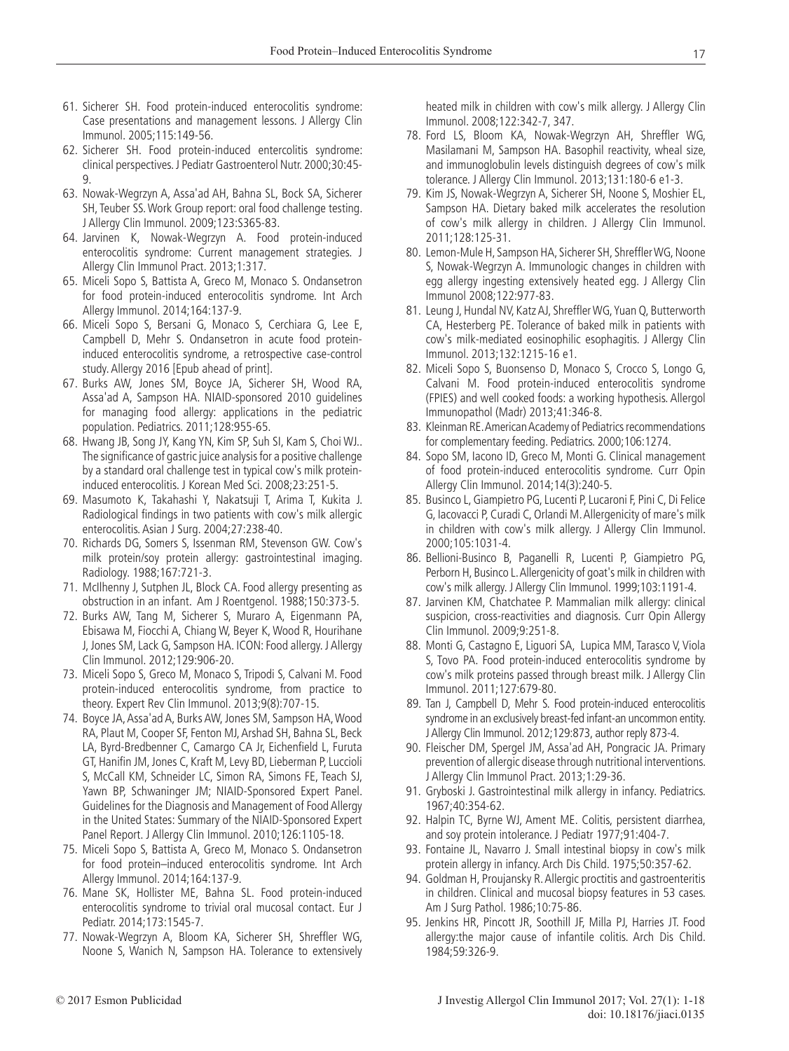61. Sicherer SH. Food protein-induced enterocolitis syndrome: Case presentations and management lessons. J Allergy Clin Immunol. 2005;115:149-56.
62. Sicherer SH. Food protein-induced entercolitis syndrome: clinical perspectives. J Pediatr Gastroenterol Nutr. 2000;30:45-9.
63. Nowak-Wegrzyn A, Assa'ad AH, Bahna SL, Bock SA, Sicherer SH, Teuber SS. Work Group report: oral food challenge testing. J Allergy Clin Immunol. 2009;123:S365-83.
64. Jarvinen K, Nowak-Wegrzyn A. Food protein-induced enterocolitis syndrome: Current management strategies. J Allergy Clin Immunol Pract. 2013;1:317.
65. Miceli Sopo S, Battista A, Greco M, Monaco S. Ondansetron for food protein-induced enterocolitis syndrome. Int Arch Allergy Immunol. 2014;164:137-9.
66. Miceli Sopo S, Bersani G, Monaco S, Cerchiara G, Lee E, Campbell D, Mehr S. Ondansetron in acute food protein-induced enterocolitis syndrome, a retrospective case-control study. Allergy 2016 [Epub ahead of print].
67. Burks AW, Jones SM, Boyce JA, Sicherer SH, Wood RA, Assa'ad A, Sampson HA. NIAID-sponsored 2010 guidelines for managing food allergy: applications in the pediatric population. Pediatrics. 2011;128:955-65.
68. Hwang JB, Song JY, Kang YN, Kim SP, Suh SI, Kam S, Choi WJ.. The significance of gastric juice analysis for a positive challenge by a standard oral challenge test in typical cow's milk protein-induced enterocolitis. J Korean Med Sci. 2008;23:251-5.
69. Masumoto K, Takahashi Y, Nakatsuji T, Arima T, Kukita J. Radiological findings in two patients with cow's milk allergic enterocolitis. Asian J Surg. 2004;27:238-40.
70. Richards DG, Somers S, Issenman RM, Stevenson GW. Cow's milk protein/soy protein allergy: gastrointestinal imaging. Radiology. 1988;167:721-3.
71. McIlhenny J, Sutphen JL, Block CA. Food allergy presenting as obstruction in an infant. Am J Roentgenol. 1988;150:373-5.
72. Burks AW, Tang M, Sicherer S, Muraro A, Eigenmann PA, Ebisawa M, Fiocchi A, Chiang W, Beyer K, Wood R, Hourihane J, Jones SM, Lack G, Sampson HA. ICON: Food allergy. J Allergy Clin Immunol. 2012;129:906-20.
73. Miceli Sopo S, Greco M, Monaco S, Tripodi S, Calvani M. Food protein-induced enterocolitis syndrome, from practice to theory. Expert Rev Clin Immunol. 2013;9(8):707-15.
74. Boyce JA, Assa'ad A, Burks AW, Jones SM, Sampson HA, Wood RA, Plaut M, Cooper SF, Fenton MJ, Arshad SH, Bahna SL, Beck LA, Byrd-Bredbenner C, Camargo CA Jr, Eichenfield L, Furuta GT, Hanifin JM, Jones C, Kraft M, Levy BD, Lieberman P, Luccioli S, McCall KM, Schneider LC, Simon RA, Simons FE, Teach SJ, Yawn BP, Schwaninger JM; NIAID-Sponsored Expert Panel. Guidelines for the Diagnosis and Management of Food Allergy in the United States: Summary of the NIAID-Sponsored Expert Panel Report. J Allergy Clin Immunol. 2010;126:1105-18.
75. Miceli Sopo S, Battista A, Greco M, Monaco S. Ondansetron for food protein–induced enterocolitis syndrome. Int Arch Allergy Immunol. 2014;164:137-9.
76. Mane SK, Hollister ME, Bahna SL. Food protein-induced enterocolitis syndrome to trivial oral mucosal contact. Eur J Pediatr. 2014;173:1545-7.
77. Nowak-Wegrzyn A, Bloom KA, Sicherer SH, Shreffler WG, Noone S, Wanich N, Sampson HA. Tolerance to extensively heated milk in children with cow's milk allergy. J Allergy Clin Immunol. 2008;122:342-7, 347.
78. Ford LS, Bloom KA, Nowak-Wegrzyn AH, Shreffler WG, Masilamani M, Sampson HA. Basophil reactivity, wheal size, and immunoglobulin levels distinguish degrees of cow's milk tolerance. J Allergy Clin Immunol. 2013;131:180-6 e1-3.
79. Kim JS, Nowak-Wegrzyn A, Sicherer SH, Noone S, Moshier EL, Sampson HA. Dietary baked milk accelerates the resolution of cow's milk allergy in children. J Allergy Clin Immunol. 2011;128:125-31.
80. Lemon-Mule H, Sampson HA, Sicherer SH, Shreffler WG, Noone S, Nowak-Wegrzyn A. Immunologic changes in children with egg allergy ingesting extensively heated egg. J Allergy Clin Immunol 2008;122:977-83.
81. Leung J, Hundal NV, Katz AJ, Shreffler WG, Yuan Q, Butterworth CA, Hesterberg PE. Tolerance of baked milk in patients with cow's milk-mediated eosinophilic esophagitis. J Allergy Clin Immunol. 2013;132:1215-16 e1.
82. Miceli Sopo S, Buonsenso D, Monaco S, Crocco S, Longo G, Calvani M. Food protein-induced enterocolitis syndrome (FPIES) and well cooked foods: a working hypothesis. Allergol Immunopathol (Madr) 2013;41:346-8.
83. Kleinman RE. American Academy of Pediatrics recommendations for complementary feeding. Pediatrics. 2000;106:1274.
84. Sopo SM, Iacono ID, Greco M, Monti G. Clinical management of food protein-induced enterocolitis syndrome. Curr Opin Allergy Clin Immunol. 2014;14(3):240-5.
85. Businco L, Giampietro PG, Lucenti P, Lucaroni F, Pini C, Di Felice G, Iacovacci P, Curadi C, Orlandi M. Allergenicity of mare's milk in children with cow's milk allergy. J Allergy Clin Immunol. 2000;105:1031-4.
86. Bellioni-Businco B, Paganelli R, Lucenti P, Giampietro PG, Perborn H, Businco L. Allergenicity of goat's milk in children with cow's milk allergy. J Allergy Clin Immunol. 1999;103:1191-4.
87. Jarvinen KM, Chatchatee P. Mammalian milk allergy: clinical suspicion, cross-reactivities and diagnosis. Curr Opin Allergy Clin Immunol. 2009;9:251-8.
88. Monti G, Castagno E, Liguori SA, Lupica MM, Tarasco V, Viola S, Tovo PA. Food protein-induced enterocolitis syndrome by cow's milk proteins passed through breast milk. J Allergy Clin Immunol. 2011;127:679-80.
89. Tan J, Campbell D, Mehr S. Food protein-induced enterocolitis syndrome in an exclusively breast-fed infant-an uncommon entity. J Allergy Clin Immunol. 2012;129:873, author reply 873-4.
90. Fleischer DM, Spergel JM, Assa'ad AH, Pongracic JA. Primary prevention of allergic disease through nutritional interventions. J Allergy Clin Immunol Pract. 2013;1:29-36.
91. Gryboski J. Gastrointestinal milk allergy in infancy. Pediatrics. 1967;40:354-62.
92. Halpin TC, Byrne WJ, Ament ME. Colitis, persistent diarrhea, and soy protein intolerance. J Pediatr 1977;91:404-7.
93. Fontaine JL, Navarro J. Small intestinal biopsy in cow's milk protein allergy in infancy. Arch Dis Child. 1975;50:357-62.
94. Goldman H, Proujansky R. Allergic proctitis and gastroenteritis in children. Clinical and mucosal biopsy features in 53 cases. Am J Surg Pathol. 1986;10:75-86.
95. Jenkins HR, Pincott JR, Soothill JF, Milla PJ, Harries JT. Food allergy:the major cause of infantile colitis. Arch Dis Child. 1984;59:326-9.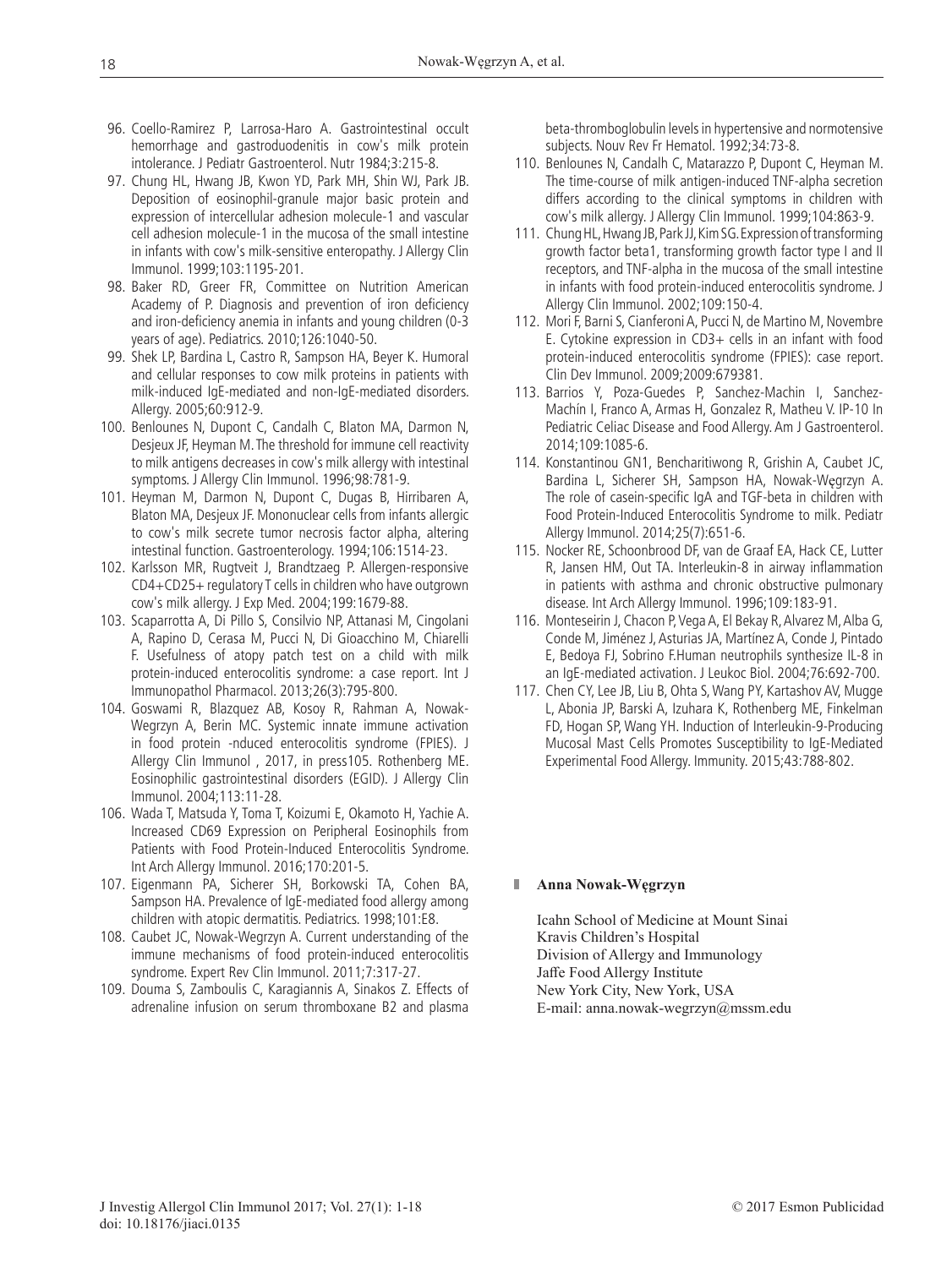96. Coello-Ramirez P, Larrosa-Haro A. Gastrointestinal occult hemorrhage and gastroduodenitis in cow's milk protein intolerance. J Pediatr Gastroenterol. Nutr 1984;3:215-8.
97. Chung HL, Hwang JB, Kwon YD, Park MH, Shin WJ, Park JB. Deposition of eosinophil-granule major basic protein and expression of intercellular adhesion molecule-1 and vascular cell adhesion molecule-1 in the mucosa of the small intestine in infants with cow's milk-sensitive enteropathy. J Allergy Clin Immunol. 1999;103:1195-201.
98. Baker RD, Greer FR, Committee on Nutrition American Academy of P. Diagnosis and prevention of iron deficiency and iron-deficiency anemia in infants and young children (0-3 years of age). Pediatrics. 2010;126:1040-50.
99. Shek LP, Bardina L, Castro R, Sampson HA, Beyer K. Humoral and cellular responses to cow milk proteins in patients with milk-induced IgE-mediated and non-IgE-mediated disorders. Allergy. 2005;60:912-9.
100. Benlounes N, Dupont C, Candalh C, Blaton MA, Darmon N, Desjeux JF, Heyman M. The threshold for immune cell reactivity to milk antigens decreases in cow's milk allergy with intestinal symptoms. J Allergy Clin Immunol. 1996;98:781-9.
101. Heyman M, Darmon N, Dupont C, Dugas B, Hirribaren A, Blaton MA, Desjeux JF. Mononuclear cells from infants allergic to cow's milk secrete tumor necrosis factor alpha, altering intestinal function. Gastroenterology. 1994;106:1514-23.
102. Karlsson MR, Rugtveit J, Brandtzaeg P. Allergen-responsive CD4+CD25+ regulatory T cells in children who have outgrown cow's milk allergy. J Exp Med. 2004;199:1679-88.
103. Scaparrotta A, Di Pillo S, Consilvio NP, Attanasi M, Cingolani A, Rapino D, Cerasa M, Pucci N, Di Gioacchino M, Chiarelli F. Usefulness of atopy patch test on a child with milk protein-induced enterocolitis syndrome: a case report. Int J Immunopathol Pharmacol. 2013;26(3):795-800.
104. Goswami R, Blazquez AB, Kosoy R, Rahman A, Nowak-Wegrzyn A, Berin MC. Systemic innate immune activation in food protein -nduced enterocolitis syndrome (FPIES). J Allergy Clin Immunol , 2017, in press105. Rothenberg ME. Eosinophilic gastrointestinal disorders (EGID). J Allergy Clin Immunol. 2004;113:11-28.
106. Wada T, Matsuda Y, Toma T, Koizumi E, Okamoto H, Yachie A. Increased CD69 Expression on Peripheral Eosinophils from Patients with Food Protein-Induced Enterocolitis Syndrome. Int Arch Allergy Immunol. 2016;170:201-5.
107. Eigenmann PA, Sicherer SH, Borkowski TA, Cohen BA, Sampson HA. Prevalence of IgE-mediated food allergy among children with atopic dermatitis. Pediatrics. 1998;101:E8.
108. Caubet JC, Nowak-Wegrzyn A. Current understanding of the immune mechanisms of food protein-induced enterocolitis syndrome. Expert Rev Clin Immunol. 2011;7:317-27.
109. Douma S, Zamboulis C, Karagiannis A, Sinakos Z. Effects of adrenaline infusion on serum thromboxane B2 and plasma beta-thromboglobulin levels in hypertensive and normotensive subjects. Nouv Rev Fr Hematol. 1992;34:73-8.
110. Benlounes N, Candalh C, Matarazzo P, Dupont C, Heyman M. The time-course of milk antigen-induced TNF-alpha secretion differs according to the clinical symptoms in children with cow's milk allergy. J Allergy Clin Immunol. 1999;104:863-9.
111. Chung HL, Hwang JB, Park JJ, Kim SG. Expression of transforming growth factor beta1, transforming growth factor type I and II receptors, and TNF-alpha in the mucosa of the small intestine in infants with food protein-induced enterocolitis syndrome. J Allergy Clin Immunol. 2002;109:150-4.
112. Mori F, Barni S, Cianferoni A, Pucci N, de Martino M, Novembre E. Cytokine expression in CD3+ cells in an infant with food protein-induced enterocolitis syndrome (FPIES): case report. Clin Dev Immunol. 2009;2009:679381.
113. Barrios Y, Poza-Guedes P, Sanchez-Machin I, Sanchez-Machín I, Franco A, Armas H, Gonzalez R, Matheu V. IP-10 In Pediatric Celiac Disease and Food Allergy. Am J Gastroenterol. 2014;109:1085-6.
114. Konstantinou GN1, Bencharitiwong R, Grishin A, Caubet JC, Bardina L, Sicherer SH, Sampson HA, Nowak-Węgrzyn A. The role of casein-specific IgA and TGF-beta in children with Food Protein-Induced Enterocolitis Syndrome to milk. Pediatr Allergy Immunol. 2014;25(7):651-6.
115. Nocker RE, Schoonbrood DF, van de Graaf EA, Hack CE, Lutter R, Jansen HM, Out TA. Interleukin-8 in airway inflammation in patients with asthma and chronic obstructive pulmonary disease. Int Arch Allergy Immunol. 1996;109:183-91.
116. Monteseirin J, Chacon P, Vega A, El Bekay R, Alvarez M, Alba G, Conde M, Jiménez J, Asturias JA, Martínez A, Conde J, Pintado E, Bedoya FJ, Sobrino F.Human neutrophils synthesize IL-8 in an IgE-mediated activation. J Leukoc Biol. 2004;76:692-700.
117. Chen CY, Lee JB, Liu B, Ohta S, Wang PY, Kartashov AV, Mugge L, Abonia JP, Barski A, Izuhara K, Rothenberg ME, Finkelman FD, Hogan SP, Wang YH. Induction of Interleukin-9-Producing Mucosal Mast Cells Promotes Susceptibility to IgE-Mediated Experimental Food Allergy. Immunity. 2015;43:788-802.

**Anna Nowak-Węgrzyn**

Icahn School of Medicine at Mount Sinai
Kravis Children's Hospital
Division of Allergy and Immunology
Jaffe Food Allergy Institute
New York City, New York, USA
E-mail: anna.nowak-wegrzyn@mssm.edu